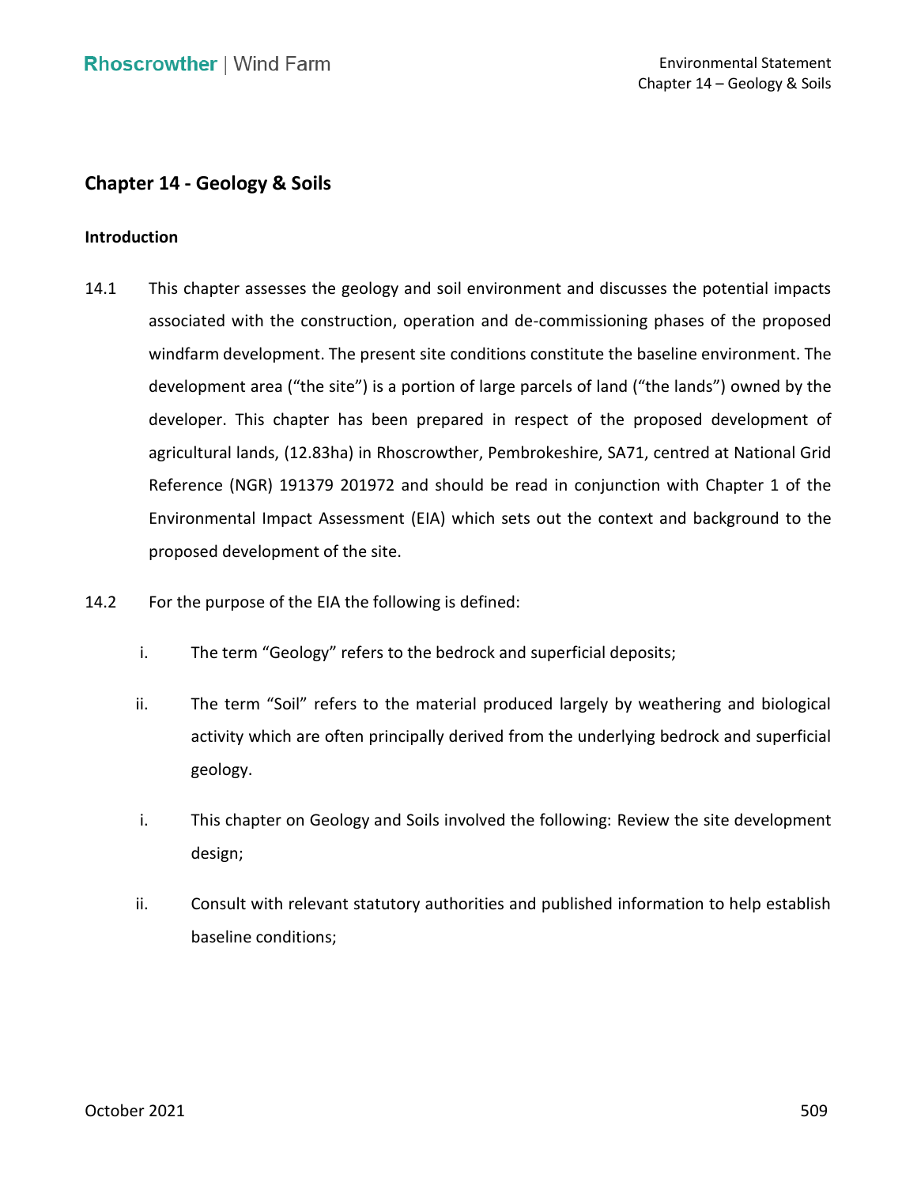## Chapter 14 - Geology & Soils

### Introduction

14.1 This chapter assesses the geology and soil environment and discusses the potential impacts associated with the construction, operation and de-commissioning phases of the proposed windfarm development. The present site conditions constitute the baseline environment. The development area ("the site") is a portion of large parcels of land ("the lands") owned by the developer. This chapter has been prepared in respect of the proposed development of agricultural lands, (12.83ha) in Rhoscrowther, Pembrokeshire, SA71, centred at National Grid Reference (NGR) 191379 201972 and should be read in conjunction with Chapter 1 of the Environmental Impact Assessment (EIA) which sets out the context and background to the proposed development of the site.

14.2 For the purpose of the EIA the following is defined:

i. The term "Geology" refers to the bedrock and superficial deposits;

ii. The term "Soil" refers to the material produced largely by weathering and biological activity which are often principally derived from the underlying bedrock and superficial geology.

i. This chapter on Geology and Soils involved the following: Review the site development design;

ii. Consult with relevant statutory authorities and published information to help establish baseline conditions;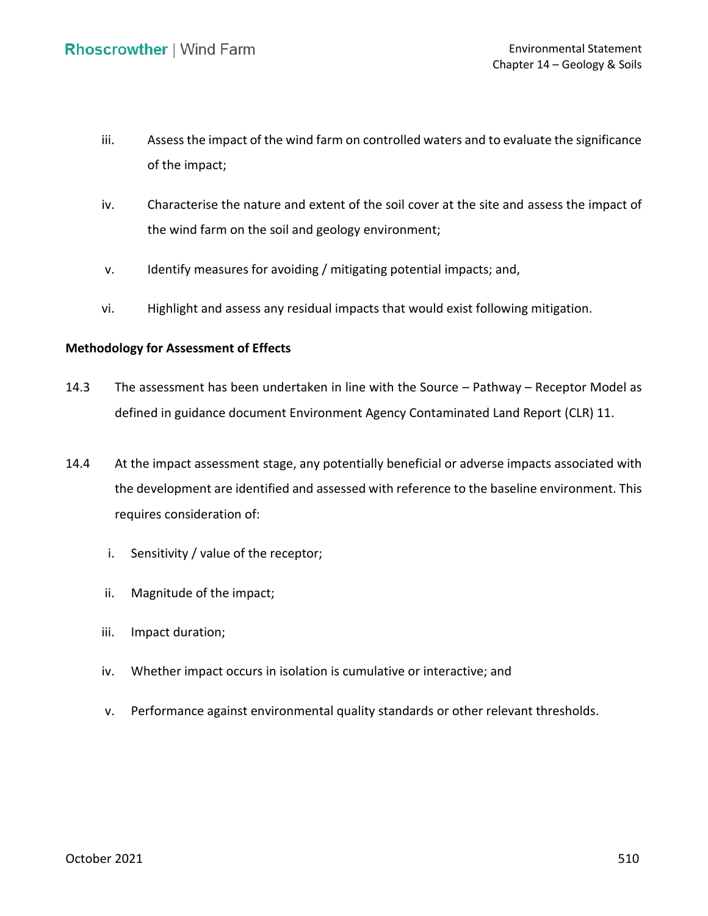iii. Assess the impact of the wind farm on controlled waters and to evaluate the significance of the impact;

iv. Characterise the nature and extent of the soil cover at the site and assess the impact of the wind farm on the soil and geology environment;

v. Identify measures for avoiding / mitigating potential impacts; and,

vi. Highlight and assess any residual impacts that would exist following mitigation.

**Methodology for Assessment of Effects**

14.3 The assessment has been undertaken in line with the Source – Pathway – Receptor Model as defined in guidance document Environment Agency Contaminated Land Report (CLR) 11.

14.4 At the impact assessment stage, any potentially beneficial or adverse impacts associated with the development are identified and assessed with reference to the baseline environment. This requires consideration of:

i. Sensitivity / value of the receptor;

ii. Magnitude of the impact;

iii. Impact duration;

iv. Whether impact occurs in isolation is cumulative or interactive; and

v. Performance against environmental quality standards or other relevant thresholds.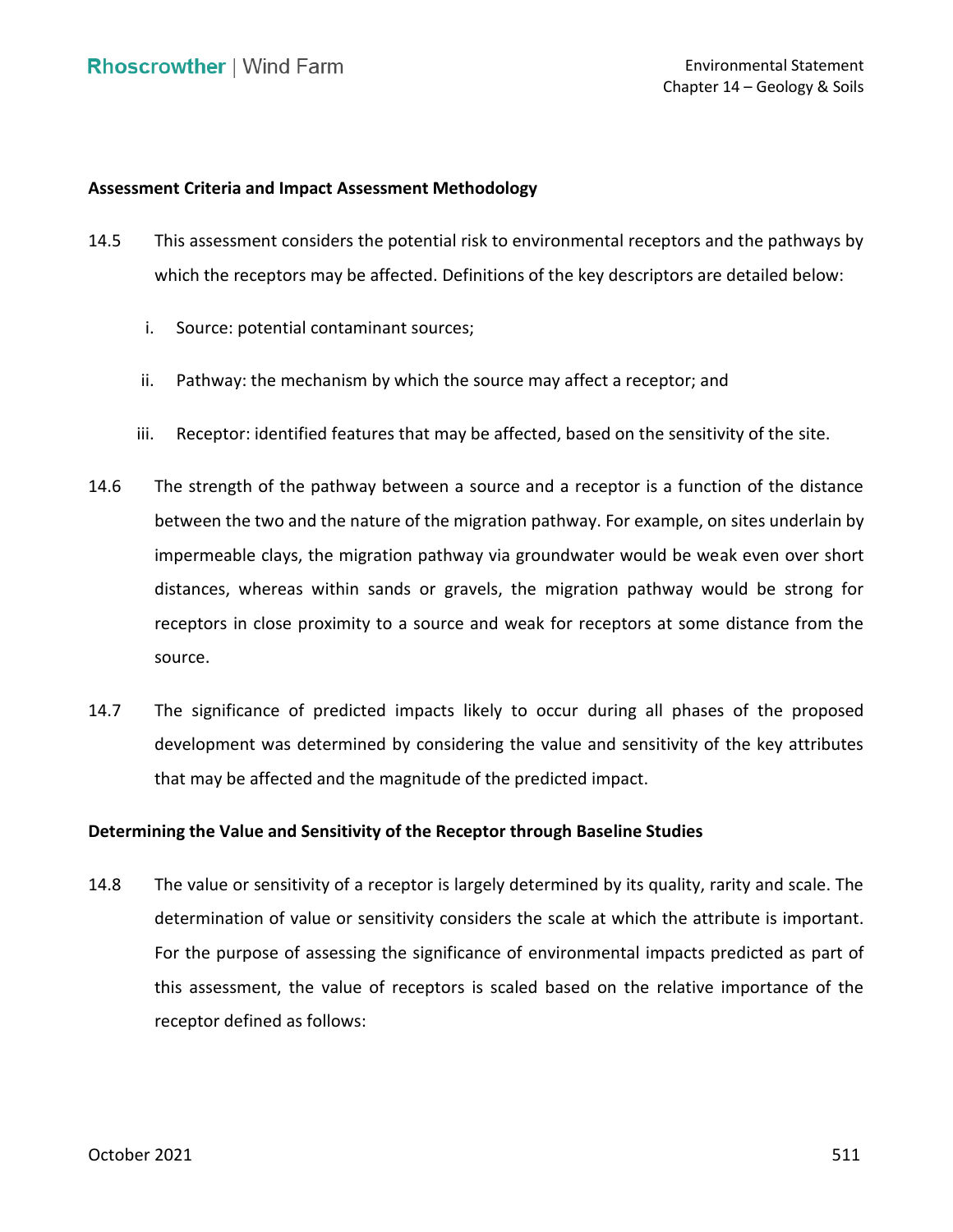**Assessment Criteria and Impact Assessment Methodology**

14.5 This assessment considers the potential risk to environmental receptors and the pathways by which the receptors may be affected. Definitions of the key descriptors are detailed below:

i. Source: potential contaminant sources;

ii. Pathway: the mechanism by which the source may affect a receptor; and

iii. Receptor: identified features that may be affected, based on the sensitivity of the site.

14.6 The strength of the pathway between a source and a receptor is a function of the distance between the two and the nature of the migration pathway. For example, on sites underlain by impermeable clays, the migration pathway via groundwater would be weak even over short distances, whereas within sands or gravels, the migration pathway would be strong for receptors in close proximity to a source and weak for receptors at some distance from the source.

14.7 The significance of predicted impacts likely to occur during all phases of the proposed development was determined by considering the value and sensitivity of the key attributes that may be affected and the magnitude of the predicted impact.

**Determining the Value and Sensitivity of the Receptor through Baseline Studies**

14.8 The value or sensitivity of a receptor is largely determined by its quality, rarity and scale. The determination of value or sensitivity considers the scale at which the attribute is important. For the purpose of assessing the significance of environmental impacts predicted as part of this assessment, the value of receptors is scaled based on the relative importance of the receptor defined as follows: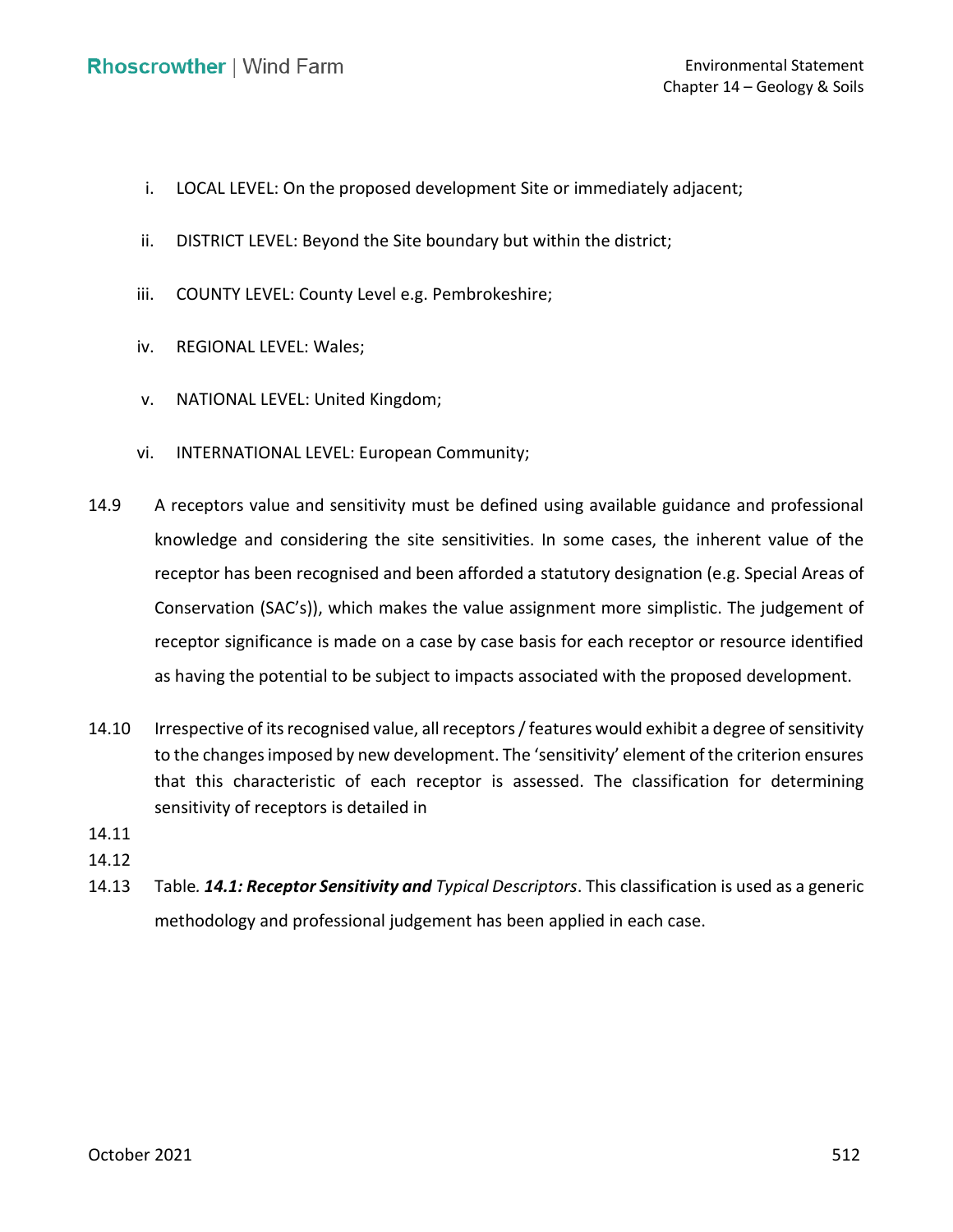i. LOCAL LEVEL: On the proposed development Site or immediately adjacent;

ii. DISTRICT LEVEL: Beyond the Site boundary but within the district;

iii. COUNTY LEVEL: County Level e.g. Pembrokeshire;

iv. REGIONAL LEVEL: Wales;

v. NATIONAL LEVEL: United Kingdom;

vi. INTERNATIONAL LEVEL: European Community;

14.9 A receptors value and sensitivity must be defined using available guidance and professional knowledge and considering the site sensitivities. In some cases, the inherent value of the receptor has been recognised and been afforded a statutory designation (e.g. Special Areas of Conservation (SAC's)), which makes the value assignment more simplistic. The judgement of receptor significance is made on a case by case basis for each receptor or resource identified as having the potential to be subject to impacts associated with the proposed development.

14.10 Irrespective of its recognised value, all receptors / features would exhibit a degree of sensitivity to the changes imposed by new development. The 'sensitivity' element of the criterion ensures that this characteristic of each receptor is assessed. The classification for determining sensitivity of receptors is detailed in

14.11

14.12

14.13 Table. ***14.1: Receptor Sensitivity and*** *Typical Descriptors*. This classification is used as a generic methodology and professional judgement has been applied in each case.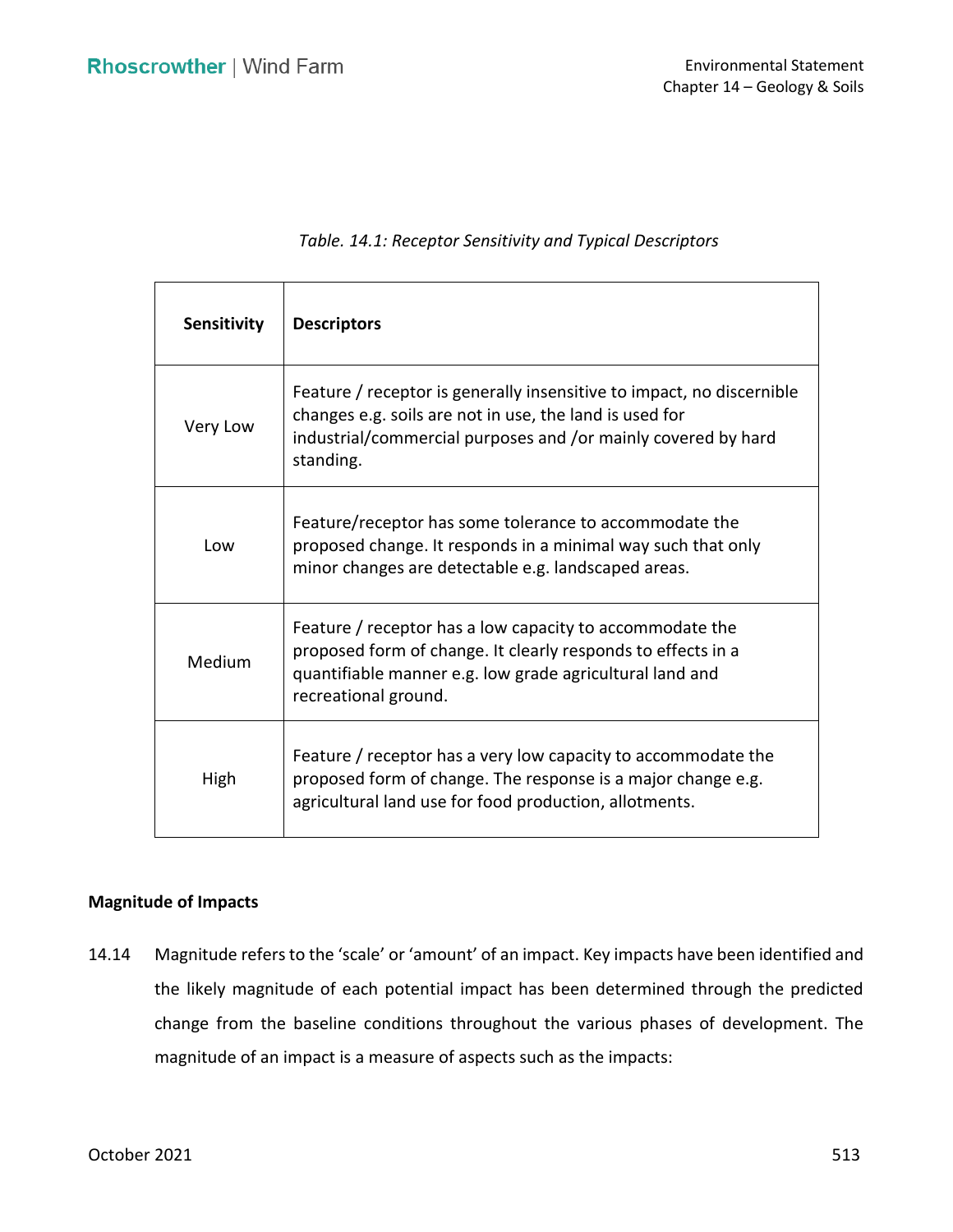*Table. 14.1: Receptor Sensitivity and Typical Descriptors*

| Sensitivity | Descriptors |
| --- | --- |
| Very Low | Feature / receptor is generally insensitive to impact, no discernible changes e.g. soils are not in use, the land is used for industrial/commercial purposes and /or mainly covered by hard standing. |
| Low | Feature/receptor has some tolerance to accommodate the proposed change. It responds in a minimal way such that only minor changes are detectable e.g. landscaped areas. |
| Medium | Feature / receptor has a low capacity to accommodate the proposed form of change. It clearly responds to effects in a quantifiable manner e.g. low grade agricultural land and recreational ground. |
| High | Feature / receptor has a very low capacity to accommodate the proposed form of change. The response is a major change e.g. agricultural land use for food production, allotments. |

**Magnitude of Impacts**

14.14 Magnitude refers to the 'scale' or 'amount' of an impact. Key impacts have been identified and the likely magnitude of each potential impact has been determined through the predicted change from the baseline conditions throughout the various phases of development. The magnitude of an impact is a measure of aspects such as the impacts: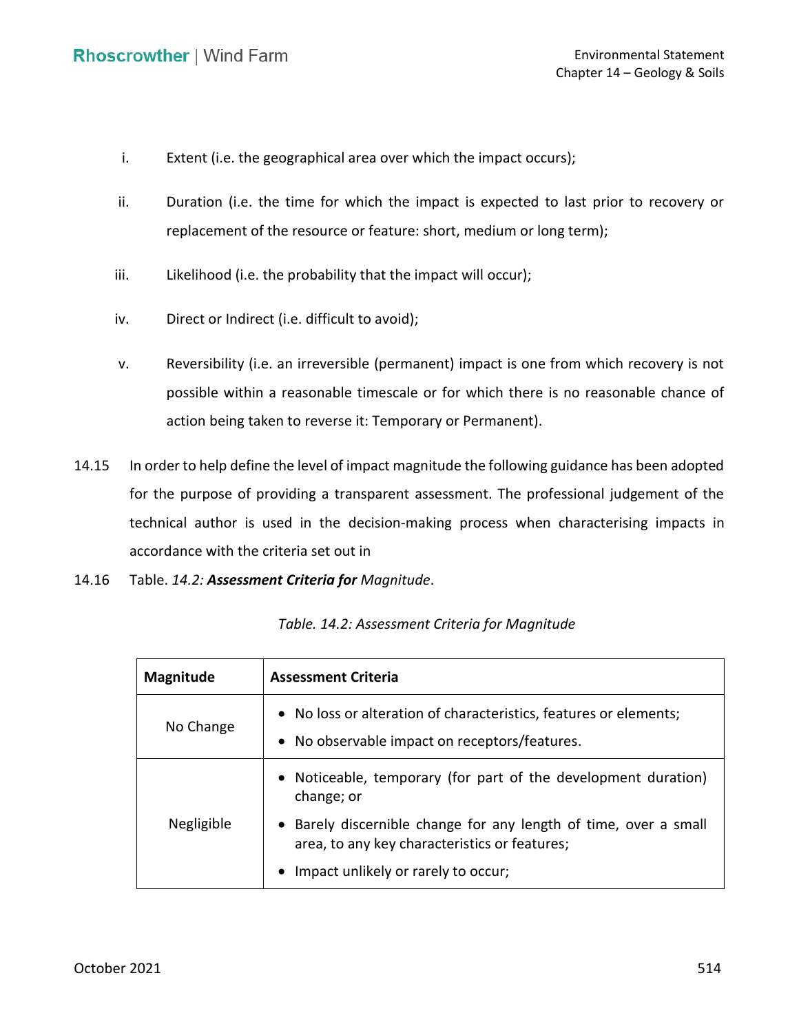i. Extent (i.e. the geographical area over which the impact occurs);

ii. Duration (i.e. the time for which the impact is expected to last prior to recovery or replacement of the resource or feature: short, medium or long term);

iii. Likelihood (i.e. the probability that the impact will occur);

iv. Direct or Indirect (i.e. difficult to avoid);

v. Reversibility (i.e. an irreversible (permanent) impact is one from which recovery is not possible within a reasonable timescale or for which there is no reasonable chance of action being taken to reverse it: Temporary or Permanent).

14.15 In order to help define the level of impact magnitude the following guidance has been adopted for the purpose of providing a transparent assessment. The professional judgement of the technical author is used in the decision-making process when characterising impacts in accordance with the criteria set out in

14.16 Table. *14.2:* ***Assessment Criteria for*** *Magnitude*.

*Table. 14.2: Assessment Criteria for Magnitude*

| **Magnitude** | **Assessment Criteria** |
|---|---|
| No Change | • No loss or alteration of characteristics, features or elements;<br>• No observable impact on receptors/features. |
| Negligible | • Noticeable, temporary (for part of the development duration) change; or<br>• Barely discernible change for any length of time, over a small area, to any key characteristics or features;<br>• Impact unlikely or rarely to occur; |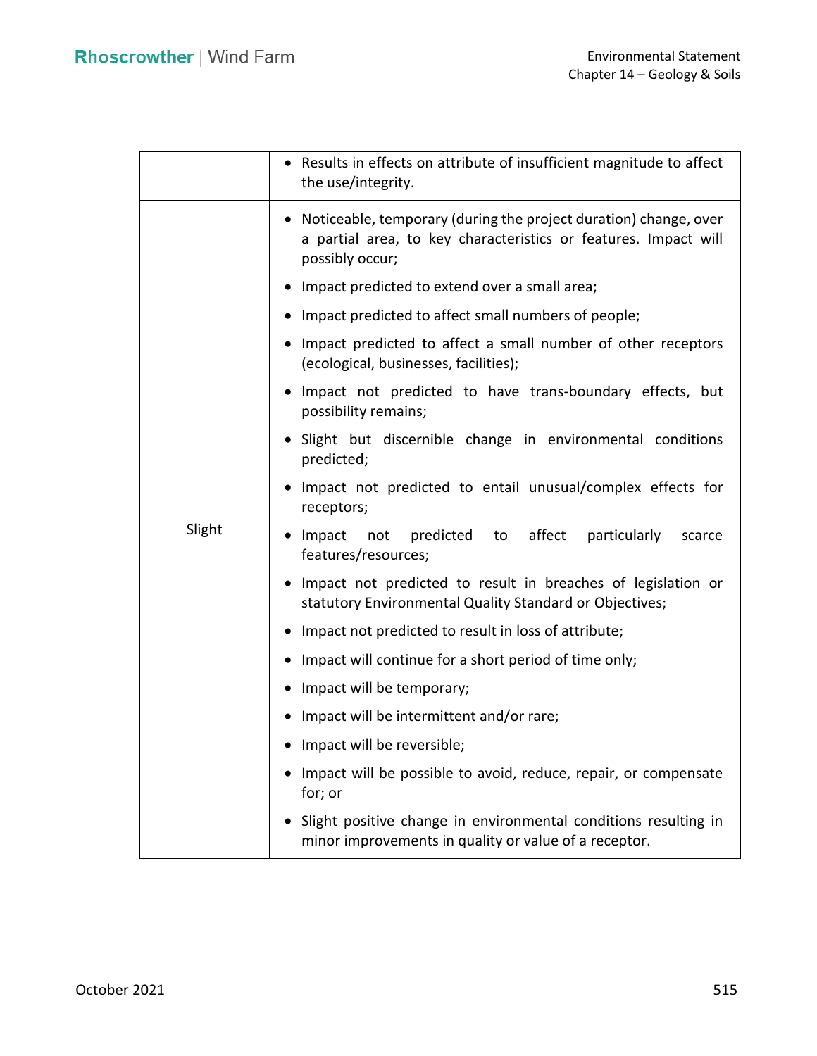| | |
|---|---|
| | • Results in effects on attribute of insufficient magnitude to affect the use/integrity. |
| Slight | • Noticeable, temporary (during the project duration) change, over a partial area, to key characteristics or features. Impact will possibly occur;<br>• Impact predicted to extend over a small area;<br>• Impact predicted to affect small numbers of people;<br>• Impact predicted to affect a small number of other receptors (ecological, businesses, facilities);<br>• Impact not predicted to have trans-boundary effects, but possibility remains;<br>• Slight but discernible change in environmental conditions predicted;<br>• Impact not predicted to entail unusual/complex effects for receptors;<br>• Impact not predicted to affect particularly scarce features/resources;<br>• Impact not predicted to result in breaches of legislation or statutory Environmental Quality Standard or Objectives;<br>• Impact not predicted to result in loss of attribute;<br>• Impact will continue for a short period of time only;<br>• Impact will be temporary;<br>• Impact will be intermittent and/or rare;<br>• Impact will be reversible;<br>• Impact will be possible to avoid, reduce, repair, or compensate for; or<br>• Slight positive change in environmental conditions resulting in minor improvements in quality or value of a receptor. |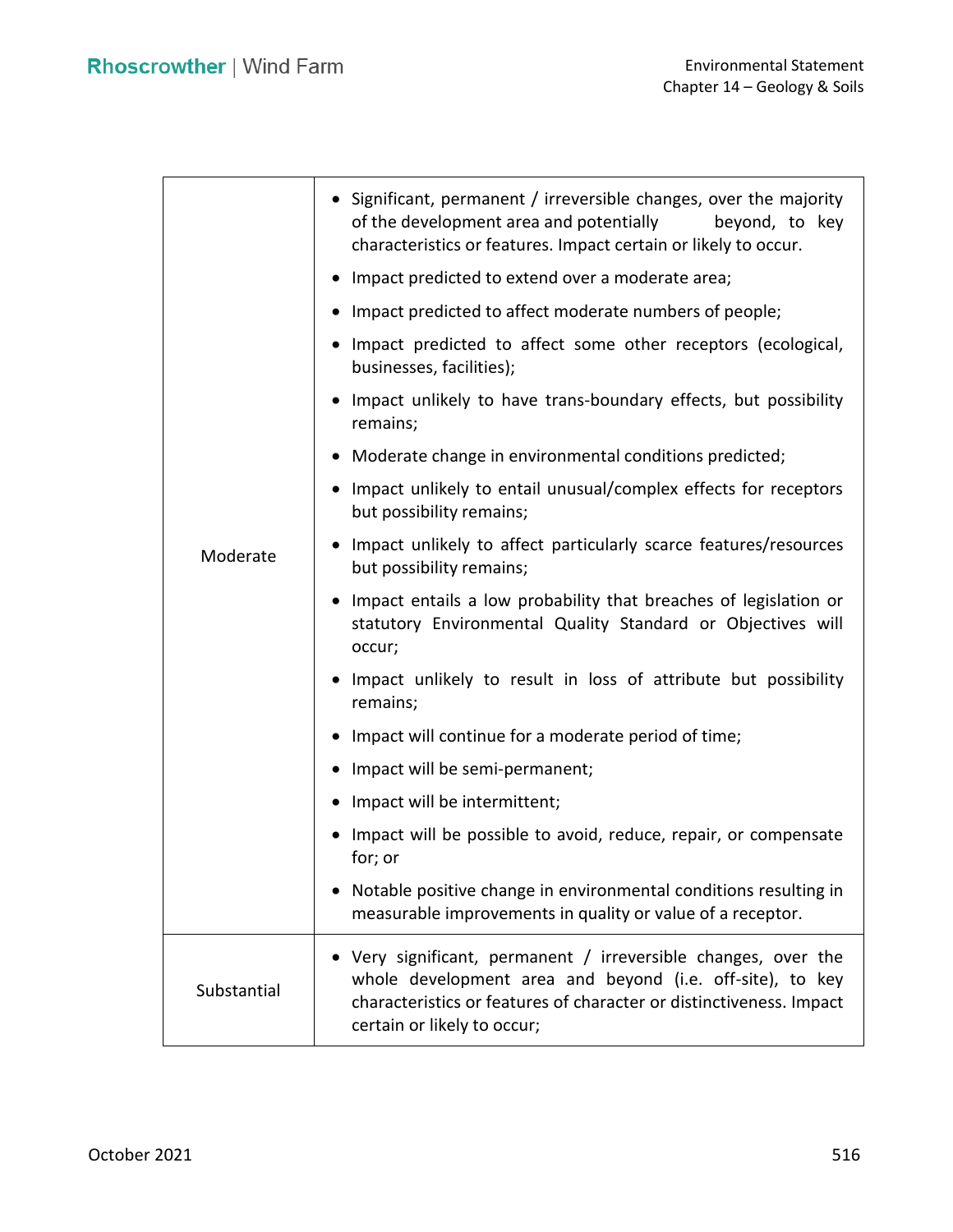| | |
|---|---|
| Moderate | • Significant, permanent / irreversible changes, over the majority of the development area and potentially beyond, to key characteristics or features. Impact certain or likely to occur.<br>• Impact predicted to extend over a moderate area;<br>• Impact predicted to affect moderate numbers of people;<br>• Impact predicted to affect some other receptors (ecological, businesses, facilities);<br>• Impact unlikely to have trans-boundary effects, but possibility remains;<br>• Moderate change in environmental conditions predicted;<br>• Impact unlikely to entail unusual/complex effects for receptors but possibility remains;<br>• Impact unlikely to affect particularly scarce features/resources but possibility remains;<br>• Impact entails a low probability that breaches of legislation or statutory Environmental Quality Standard or Objectives will occur;<br>• Impact unlikely to result in loss of attribute but possibility remains;<br>• Impact will continue for a moderate period of time;<br>• Impact will be semi-permanent;<br>• Impact will be intermittent;<br>• Impact will be possible to avoid, reduce, repair, or compensate for; or<br>• Notable positive change in environmental conditions resulting in measurable improvements in quality or value of a receptor. |
| Substantial | • Very significant, permanent / irreversible changes, over the whole development area and beyond (i.e. off-site), to key characteristics or features of character or distinctiveness. Impact certain or likely to occur; |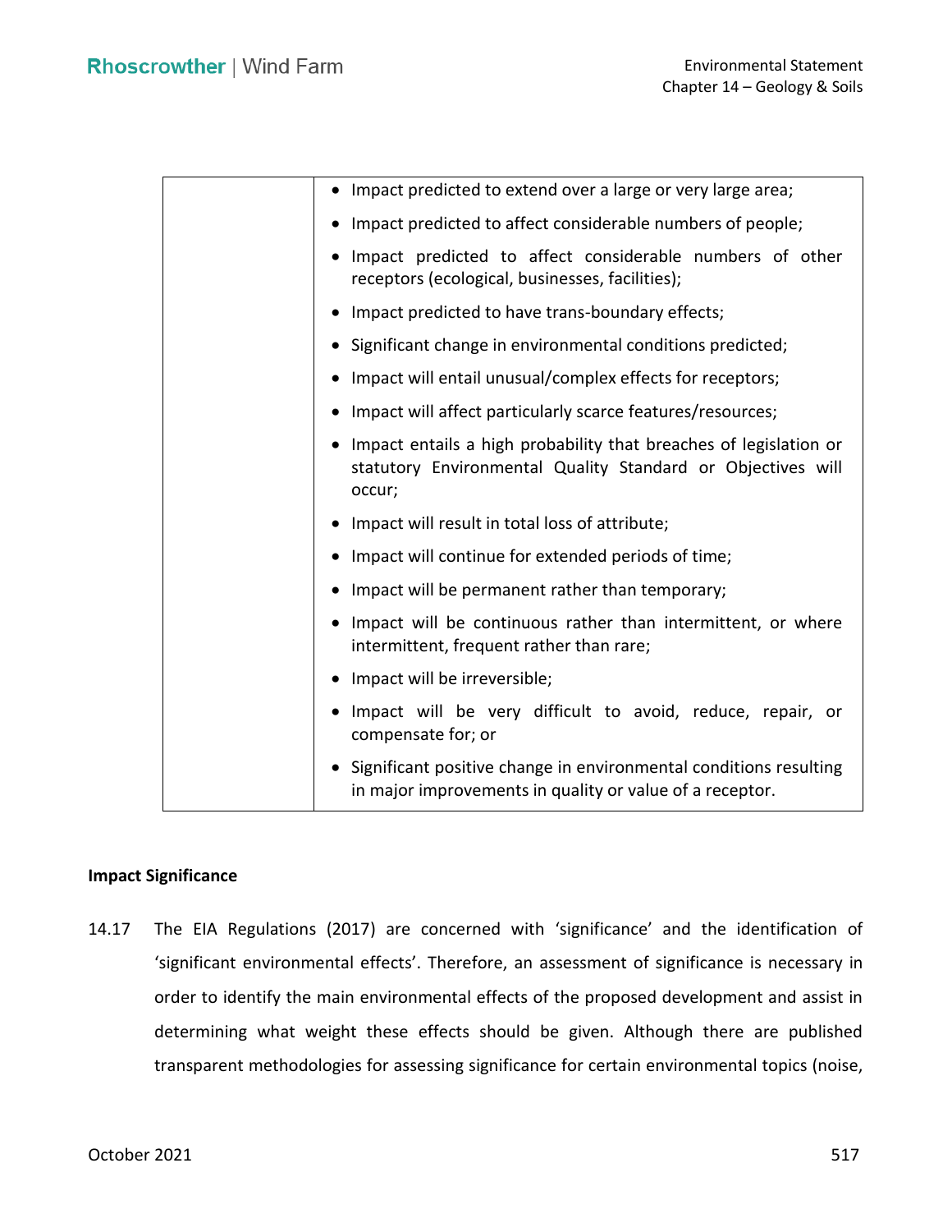| | |
|---|---|
| | • Impact predicted to extend over a large or very large area;<br>• Impact predicted to affect considerable numbers of people;<br>• Impact predicted to affect considerable numbers of other receptors (ecological, businesses, facilities);<br>• Impact predicted to have trans-boundary effects;<br>• Significant change in environmental conditions predicted;<br>• Impact will entail unusual/complex effects for receptors;<br>• Impact will affect particularly scarce features/resources;<br>• Impact entails a high probability that breaches of legislation or statutory Environmental Quality Standard or Objectives will occur;<br>• Impact will result in total loss of attribute;<br>• Impact will continue for extended periods of time;<br>• Impact will be permanent rather than temporary;<br>• Impact will be continuous rather than intermittent, or where intermittent, frequent rather than rare;<br>• Impact will be irreversible;<br>• Impact will be very difficult to avoid, reduce, repair, or compensate for; or<br>• Significant positive change in environmental conditions resulting in major improvements in quality or value of a receptor. |

**Impact Significance**

14.17 The EIA Regulations (2017) are concerned with 'significance' and the identification of 'significant environmental effects'. Therefore, an assessment of significance is necessary in order to identify the main environmental effects of the proposed development and assist in determining what weight these effects should be given. Although there are published transparent methodologies for assessing significance for certain environmental topics (noise,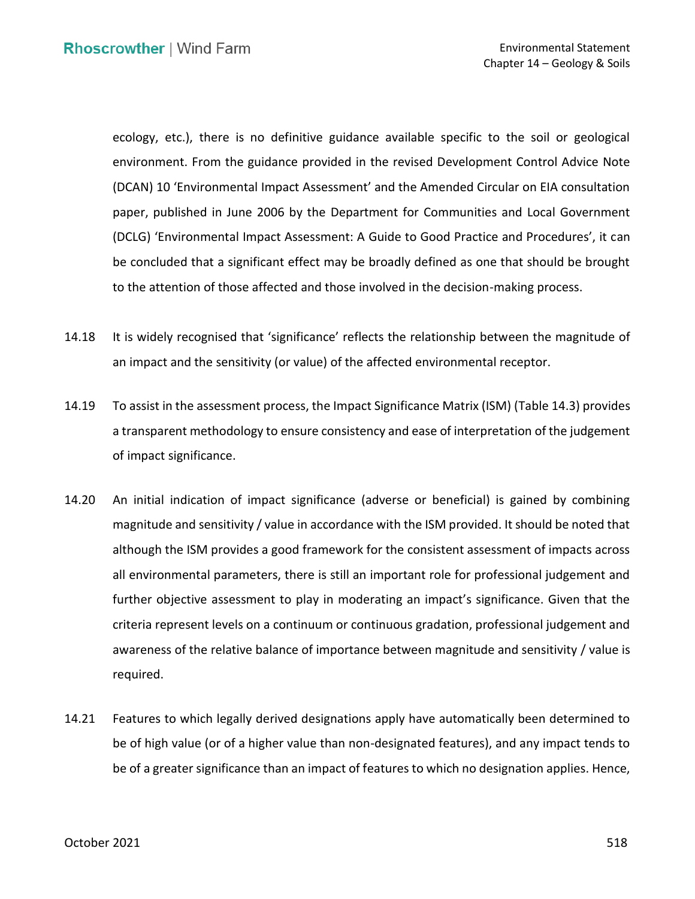ecology, etc.), there is no definitive guidance available specific to the soil or geological environment. From the guidance provided in the revised Development Control Advice Note (DCAN) 10 'Environmental Impact Assessment' and the Amended Circular on EIA consultation paper, published in June 2006 by the Department for Communities and Local Government (DCLG) 'Environmental Impact Assessment: A Guide to Good Practice and Procedures', it can be concluded that a significant effect may be broadly defined as one that should be brought to the attention of those affected and those involved in the decision-making process.

14.18 It is widely recognised that 'significance' reflects the relationship between the magnitude of an impact and the sensitivity (or value) of the affected environmental receptor.

14.19 To assist in the assessment process, the Impact Significance Matrix (ISM) (Table 14.3) provides a transparent methodology to ensure consistency and ease of interpretation of the judgement of impact significance.

14.20 An initial indication of impact significance (adverse or beneficial) is gained by combining magnitude and sensitivity / value in accordance with the ISM provided. It should be noted that although the ISM provides a good framework for the consistent assessment of impacts across all environmental parameters, there is still an important role for professional judgement and further objective assessment to play in moderating an impact's significance. Given that the criteria represent levels on a continuum or continuous gradation, professional judgement and awareness of the relative balance of importance between magnitude and sensitivity / value is required.

14.21 Features to which legally derived designations apply have automatically been determined to be of high value (or of a higher value than non-designated features), and any impact tends to be of a greater significance than an impact of features to which no designation applies. Hence,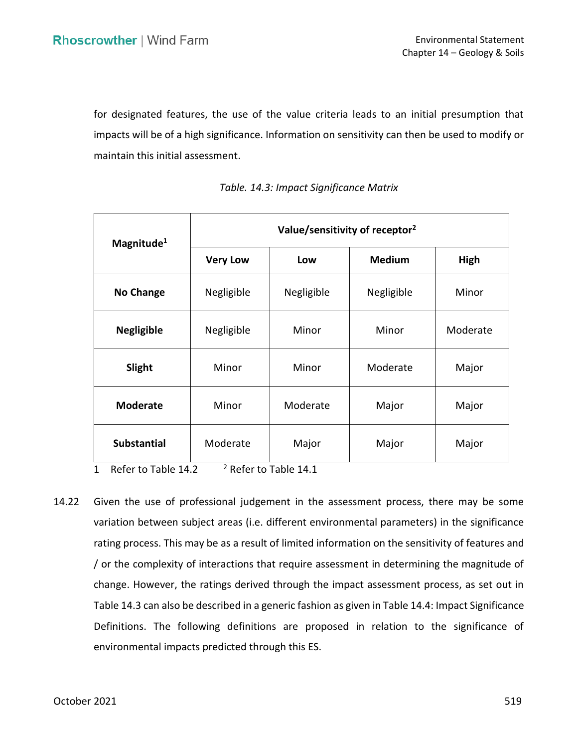for designated features, the use of the value criteria leads to an initial presumption that impacts will be of a high significance. Information on sensitivity can then be used to modify or maintain this initial assessment.

*Table. 14.3: Impact Significance Matrix*

| **Magnitude**[1] | **Value/sensitivity of receptor**[2] | | | |
|---|---|---|---|---|
| | **Very Low** | **Low** | **Medium** | **High** |
| **No Change** | Negligible | Negligible | Negligible | Minor |
| **Negligible** | Negligible | Minor | Minor | Moderate |
| **Slight** | Minor | Minor | Moderate | Major |
| **Moderate** | Minor | Moderate | Major | Major |
| **Substantial** | Moderate | Major | Major | Major |

1 Refer to Table 14.2 [2] Refer to Table 14.1

14.22 Given the use of professional judgement in the assessment process, there may be some variation between subject areas (i.e. different environmental parameters) in the significance rating process. This may be as a result of limited information on the sensitivity of features and / or the complexity of interactions that require assessment in determining the magnitude of change. However, the ratings derived through the impact assessment process, as set out in Table 14.3 can also be described in a generic fashion as given in Table 14.4: Impact Significance Definitions. The following definitions are proposed in relation to the significance of environmental impacts predicted through this ES.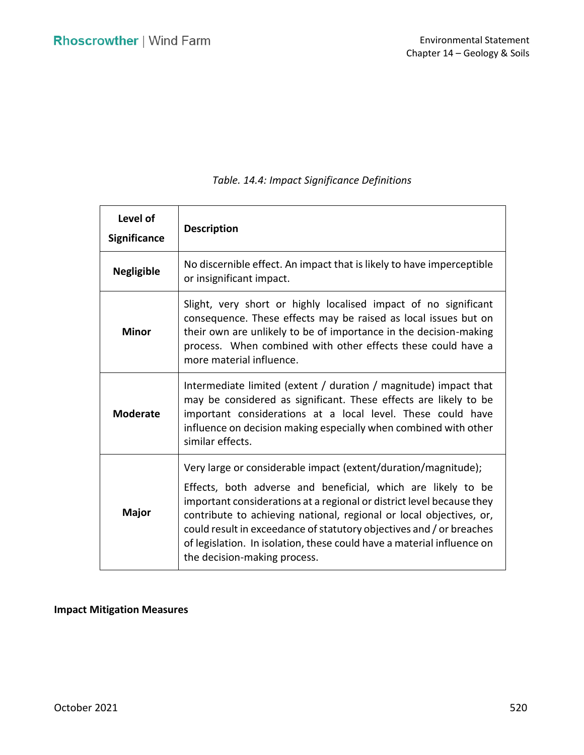*Table. 14.4: Impact Significance Definitions*

| Level of Significance | Description |
|---|---|
| **Negligible** | No discernible effect. An impact that is likely to have imperceptible or insignificant impact. |
| **Minor** | Slight, very short or highly localised impact of no significant consequence. These effects may be raised as local issues but on their own are unlikely to be of importance in the decision-making process. When combined with other effects these could have a more material influence. |
| **Moderate** | Intermediate limited (extent / duration / magnitude) impact that may be considered as significant. These effects are likely to be important considerations at a local level. These could have influence on decision making especially when combined with other similar effects. |
| **Major** | Very large or considerable impact (extent/duration/magnitude); Effects, both adverse and beneficial, which are likely to be important considerations at a regional or district level because they contribute to achieving national, regional or local objectives, or, could result in exceedance of statutory objectives and / or breaches of legislation. In isolation, these could have a material influence on the decision-making process. |

**Impact Mitigation Measures**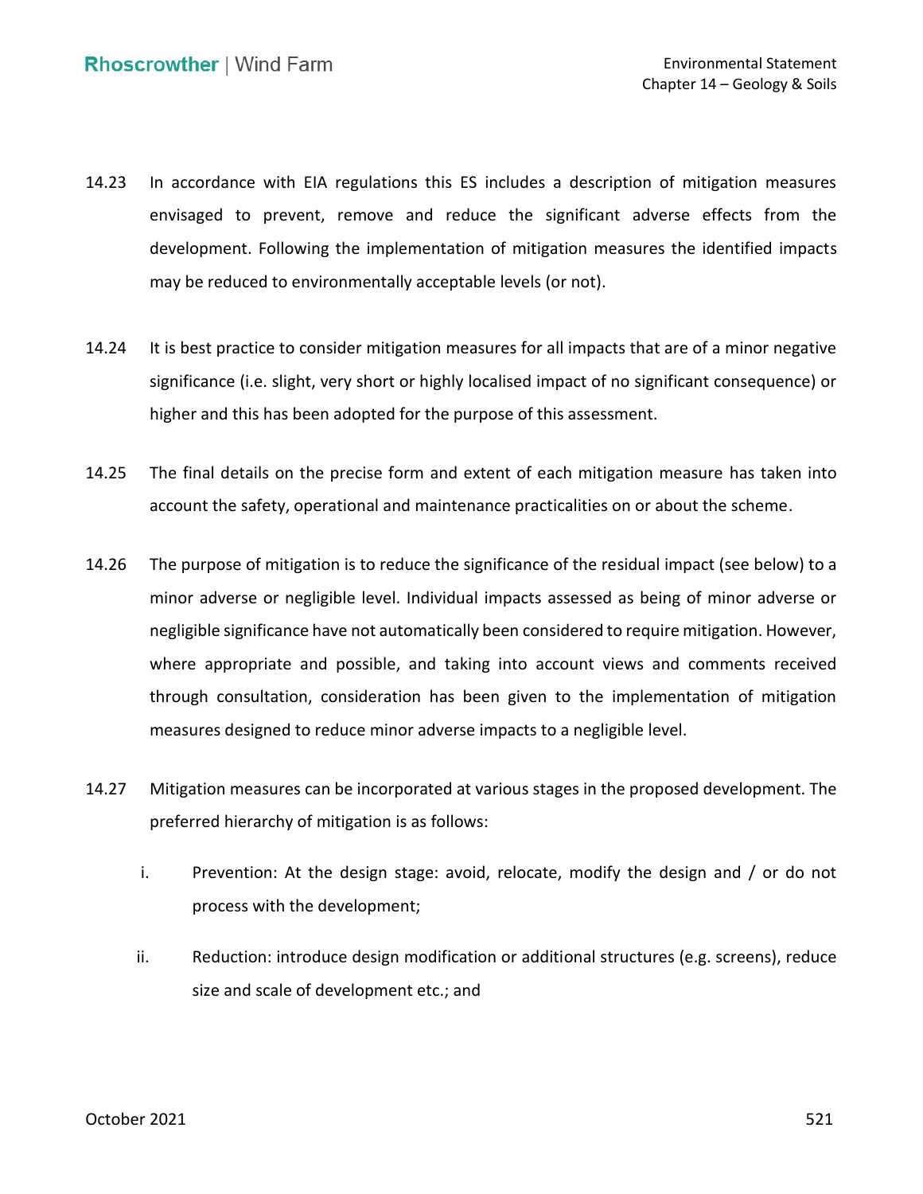14.23 In accordance with EIA regulations this ES includes a description of mitigation measures envisaged to prevent, remove and reduce the significant adverse effects from the development. Following the implementation of mitigation measures the identified impacts may be reduced to environmentally acceptable levels (or not).

14.24 It is best practice to consider mitigation measures for all impacts that are of a minor negative significance (i.e. slight, very short or highly localised impact of no significant consequence) or higher and this has been adopted for the purpose of this assessment.

14.25 The final details on the precise form and extent of each mitigation measure has taken into account the safety, operational and maintenance practicalities on or about the scheme.

14.26 The purpose of mitigation is to reduce the significance of the residual impact (see below) to a minor adverse or negligible level. Individual impacts assessed as being of minor adverse or negligible significance have not automatically been considered to require mitigation. However, where appropriate and possible, and taking into account views and comments received through consultation, consideration has been given to the implementation of mitigation measures designed to reduce minor adverse impacts to a negligible level.

14.27 Mitigation measures can be incorporated at various stages in the proposed development. The preferred hierarchy of mitigation is as follows:

i. Prevention: At the design stage: avoid, relocate, modify the design and / or do not process with the development;

ii. Reduction: introduce design modification or additional structures (e.g. screens), reduce size and scale of development etc.; and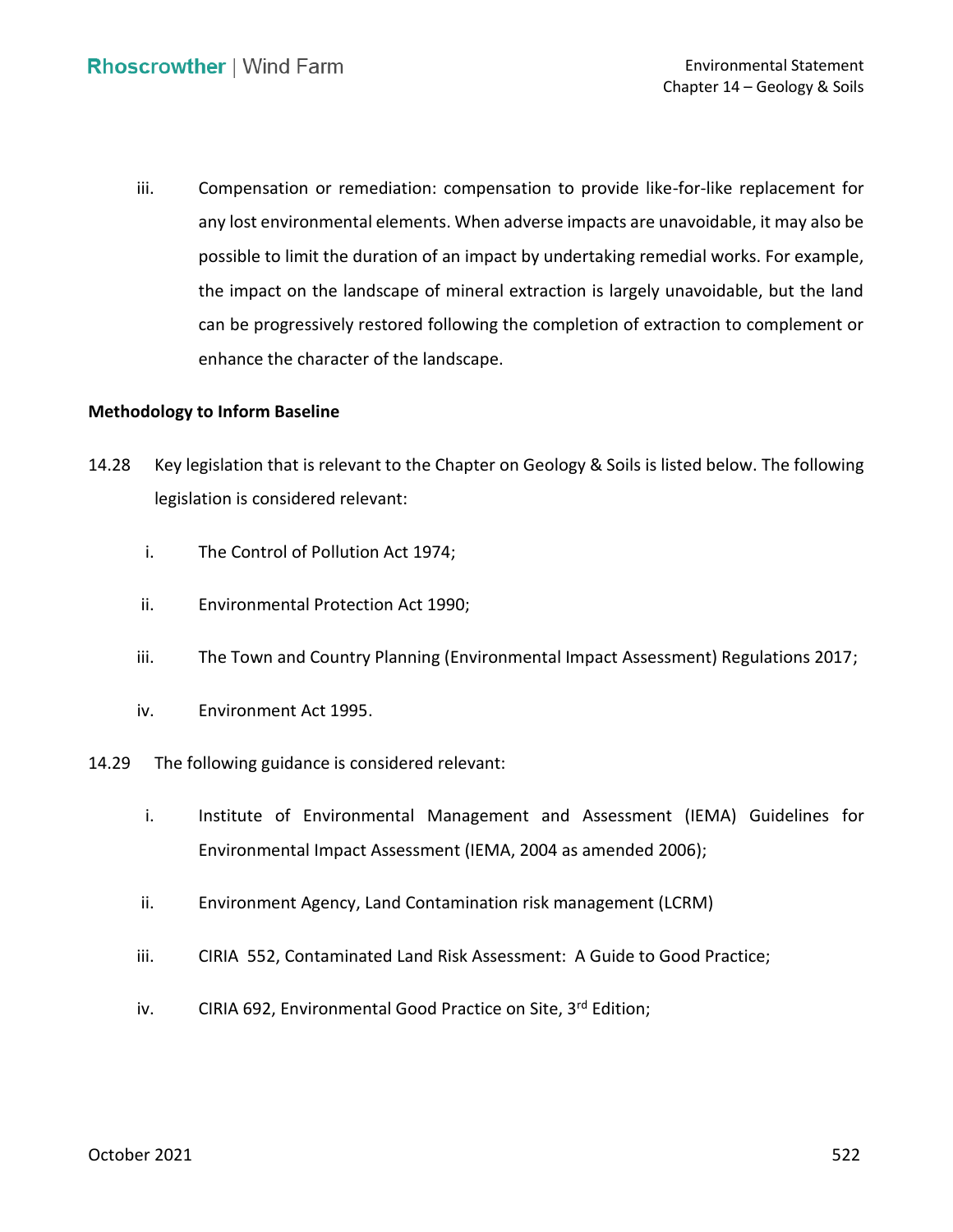iii. Compensation or remediation: compensation to provide like-for-like replacement for any lost environmental elements. When adverse impacts are unavoidable, it may also be possible to limit the duration of an impact by undertaking remedial works. For example, the impact on the landscape of mineral extraction is largely unavoidable, but the land can be progressively restored following the completion of extraction to complement or enhance the character of the landscape.

**Methodology to Inform Baseline**

14.28 Key legislation that is relevant to the Chapter on Geology & Soils is listed below. The following legislation is considered relevant:

i. The Control of Pollution Act 1974;

ii. Environmental Protection Act 1990;

iii. The Town and Country Planning (Environmental Impact Assessment) Regulations 2017;

iv. Environment Act 1995.

14.29 The following guidance is considered relevant:

i. Institute of Environmental Management and Assessment (IEMA) Guidelines for Environmental Impact Assessment (IEMA, 2004 as amended 2006);

ii. Environment Agency, Land Contamination risk management (LCRM)

iii. CIRIA 552, Contaminated Land Risk Assessment: A Guide to Good Practice;

iv. CIRIA 692, Environmental Good Practice on Site, 3rd Edition;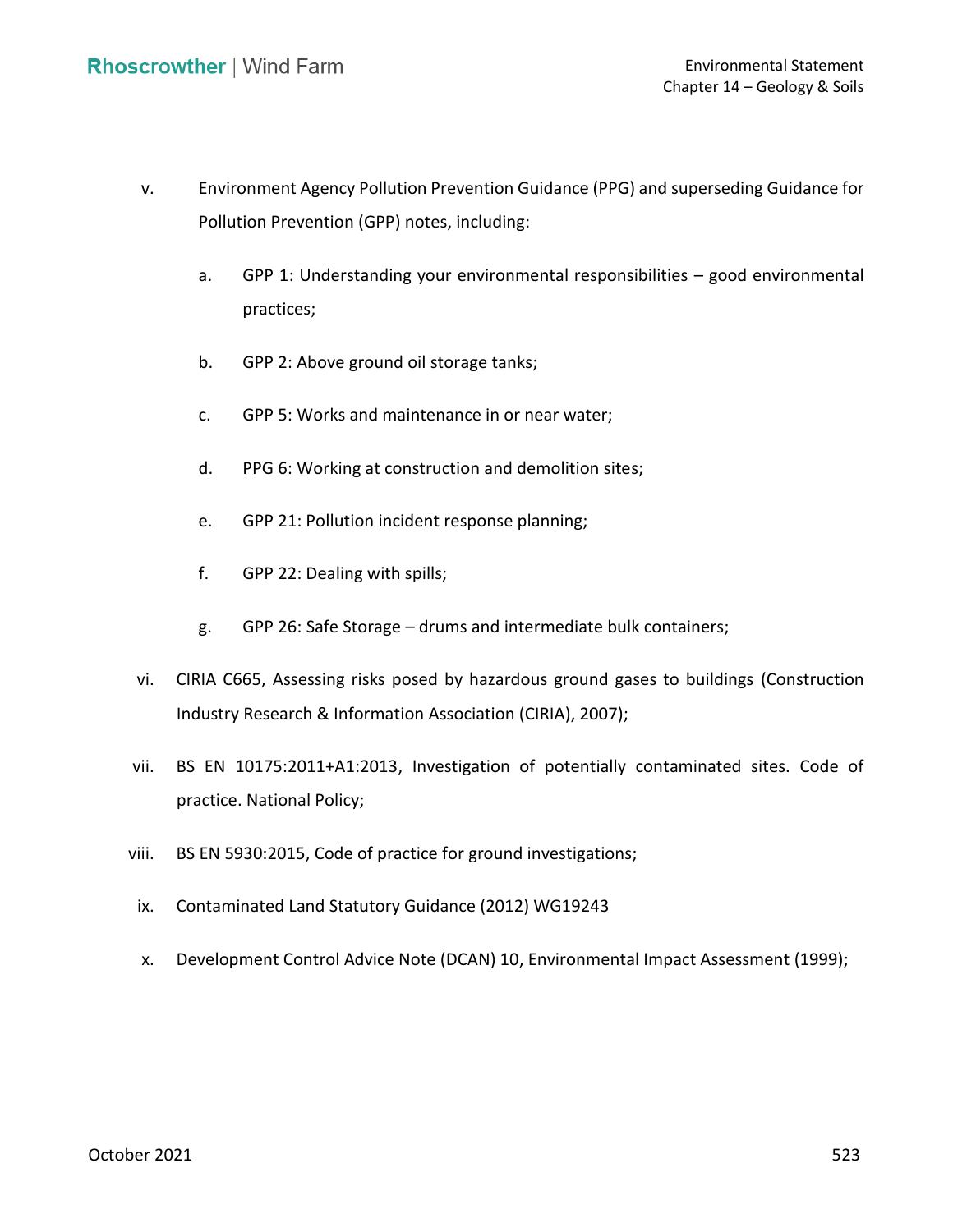v. Environment Agency Pollution Prevention Guidance (PPG) and superseding Guidance for Pollution Prevention (GPP) notes, including:

   a. GPP 1: Understanding your environmental responsibilities – good environmental practices;

   b. GPP 2: Above ground oil storage tanks;

   c. GPP 5: Works and maintenance in or near water;

   d. PPG 6: Working at construction and demolition sites;

   e. GPP 21: Pollution incident response planning;

   f. GPP 22: Dealing with spills;

   g. GPP 26: Safe Storage – drums and intermediate bulk containers;

vi. CIRIA C665, Assessing risks posed by hazardous ground gases to buildings (Construction Industry Research & Information Association (CIRIA), 2007);

vii. BS EN 10175:2011+A1:2013, Investigation of potentially contaminated sites. Code of practice. National Policy;

viii. BS EN 5930:2015, Code of practice for ground investigations;

ix. Contaminated Land Statutory Guidance (2012) WG19243

x. Development Control Advice Note (DCAN) 10, Environmental Impact Assessment (1999);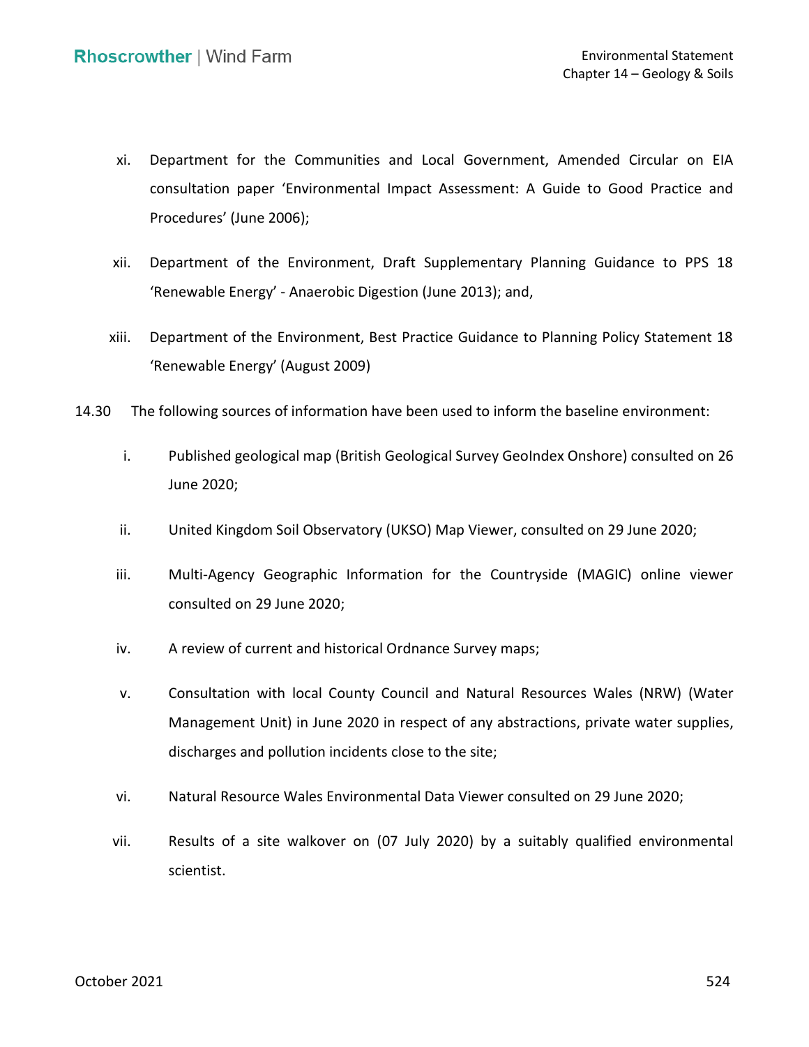xi. Department for the Communities and Local Government, Amended Circular on EIA consultation paper 'Environmental Impact Assessment: A Guide to Good Practice and Procedures' (June 2006);

xii. Department of the Environment, Draft Supplementary Planning Guidance to PPS 18 'Renewable Energy' - Anaerobic Digestion (June 2013); and,

xiii. Department of the Environment, Best Practice Guidance to Planning Policy Statement 18 'Renewable Energy' (August 2009)

14.30 The following sources of information have been used to inform the baseline environment:

i. Published geological map (British Geological Survey GeoIndex Onshore) consulted on 26 June 2020;

ii. United Kingdom Soil Observatory (UKSO) Map Viewer, consulted on 29 June 2020;

iii. Multi-Agency Geographic Information for the Countryside (MAGIC) online viewer consulted on 29 June 2020;

iv. A review of current and historical Ordnance Survey maps;

v. Consultation with local County Council and Natural Resources Wales (NRW) (Water Management Unit) in June 2020 in respect of any abstractions, private water supplies, discharges and pollution incidents close to the site;

vi. Natural Resource Wales Environmental Data Viewer consulted on 29 June 2020;

vii. Results of a site walkover on (07 July 2020) by a suitably qualified environmental scientist.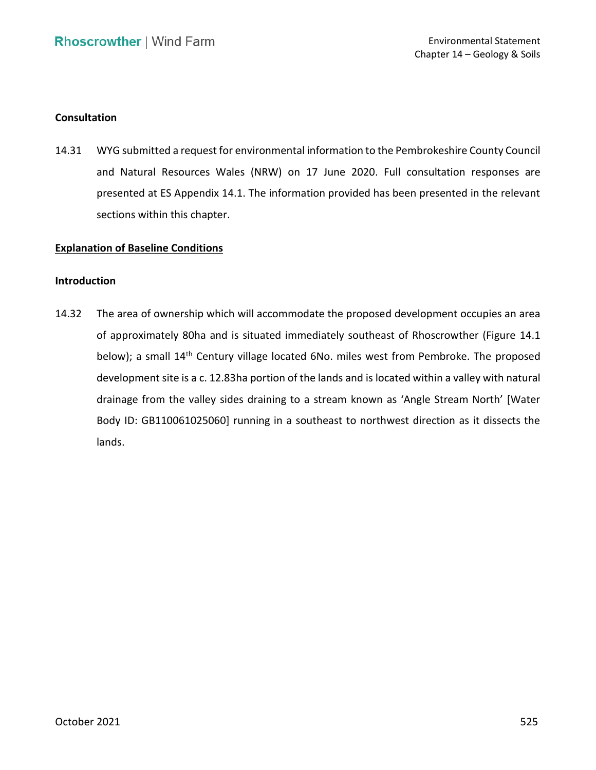**Consultation**

14.31 WYG submitted a request for environmental information to the Pembrokeshire County Council and Natural Resources Wales (NRW) on 17 June 2020. Full consultation responses are presented at ES Appendix 14.1. The information provided has been presented in the relevant sections within this chapter.

**Explanation of Baseline Conditions**

**Introduction**

14.32 The area of ownership which will accommodate the proposed development occupies an area of approximately 80ha and is situated immediately southeast of Rhoscrowther (Figure 14.1 below); a small 14th Century village located 6No. miles west from Pembroke. The proposed development site is a c. 12.83ha portion of the lands and is located within a valley with natural drainage from the valley sides draining to a stream known as 'Angle Stream North' [Water Body ID: GB110061025060] running in a southeast to northwest direction as it dissects the lands.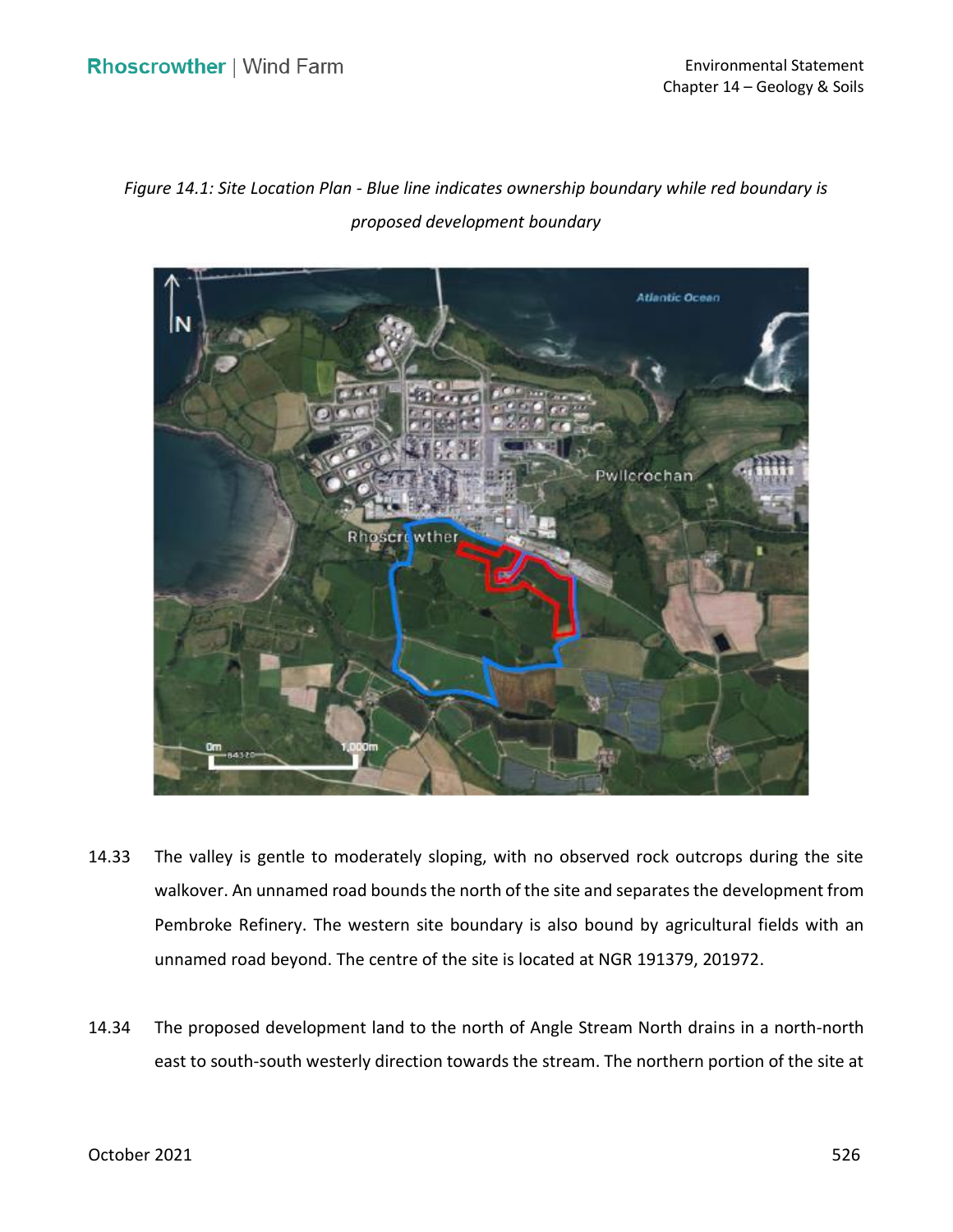*Figure 14.1: Site Location Plan - Blue line indicates ownership boundary while red boundary is proposed development boundary*

14.33 The valley is gentle to moderately sloping, with no observed rock outcrops during the site walkover. An unnamed road bounds the north of the site and separates the development from Pembroke Refinery. The western site boundary is also bound by agricultural fields with an unnamed road beyond. The centre of the site is located at NGR 191379, 201972.

14.34 The proposed development land to the north of Angle Stream North drains in a north-north east to south-south westerly direction towards the stream. The northern portion of the site at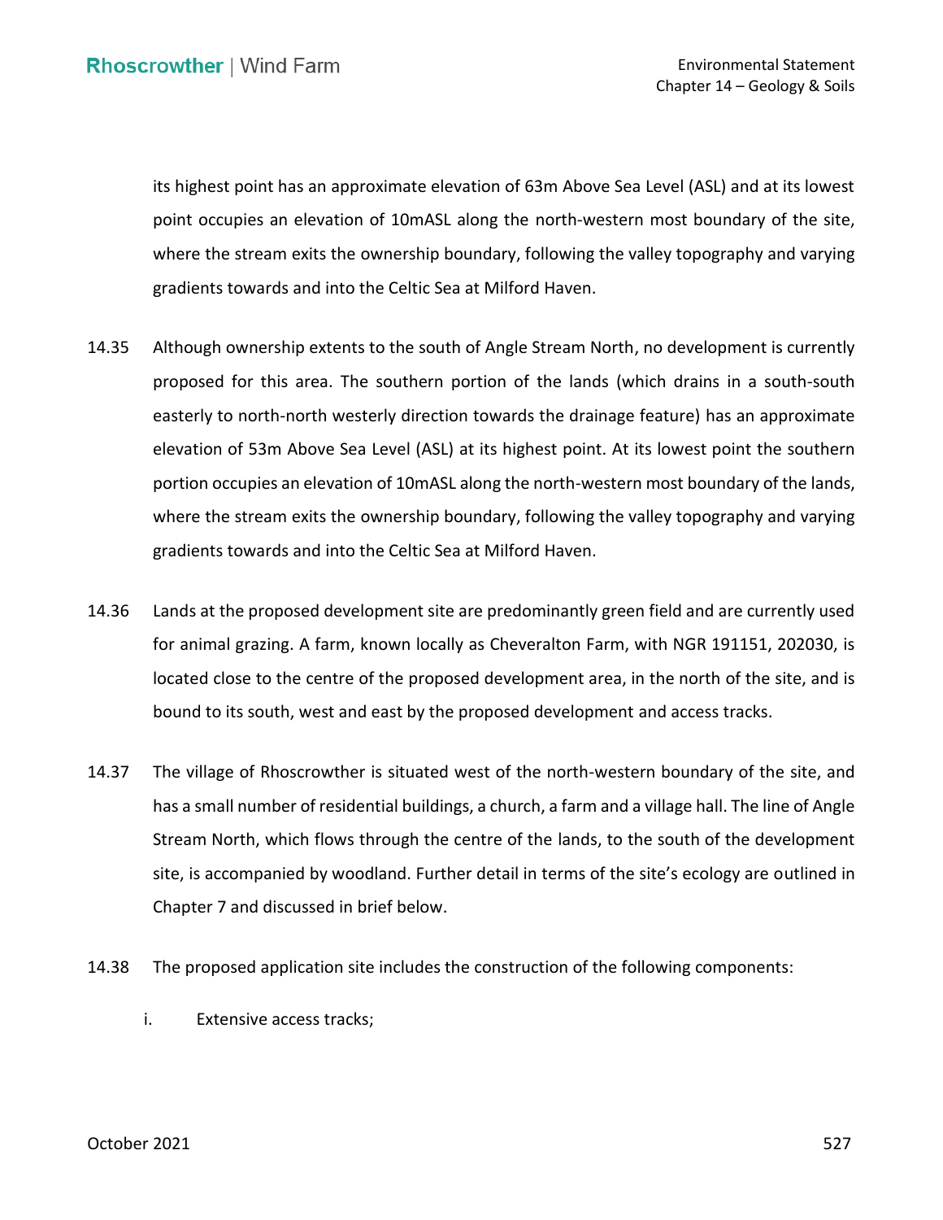its highest point has an approximate elevation of 63m Above Sea Level (ASL) and at its lowest point occupies an elevation of 10mASL along the north-western most boundary of the site, where the stream exits the ownership boundary, following the valley topography and varying gradients towards and into the Celtic Sea at Milford Haven.

14.35 Although ownership extents to the south of Angle Stream North, no development is currently proposed for this area. The southern portion of the lands (which drains in a south-south easterly to north-north westerly direction towards the drainage feature) has an approximate elevation of 53m Above Sea Level (ASL) at its highest point. At its lowest point the southern portion occupies an elevation of 10mASL along the north-western most boundary of the lands, where the stream exits the ownership boundary, following the valley topography and varying gradients towards and into the Celtic Sea at Milford Haven.

14.36 Lands at the proposed development site are predominantly green field and are currently used for animal grazing. A farm, known locally as Cheveralton Farm, with NGR 191151, 202030, is located close to the centre of the proposed development area, in the north of the site, and is bound to its south, west and east by the proposed development and access tracks.

14.37 The village of Rhoscrowther is situated west of the north-western boundary of the site, and has a small number of residential buildings, a church, a farm and a village hall. The line of Angle Stream North, which flows through the centre of the lands, to the south of the development site, is accompanied by woodland. Further detail in terms of the site's ecology are outlined in Chapter 7 and discussed in brief below.

14.38 The proposed application site includes the construction of the following components:

i. Extensive access tracks;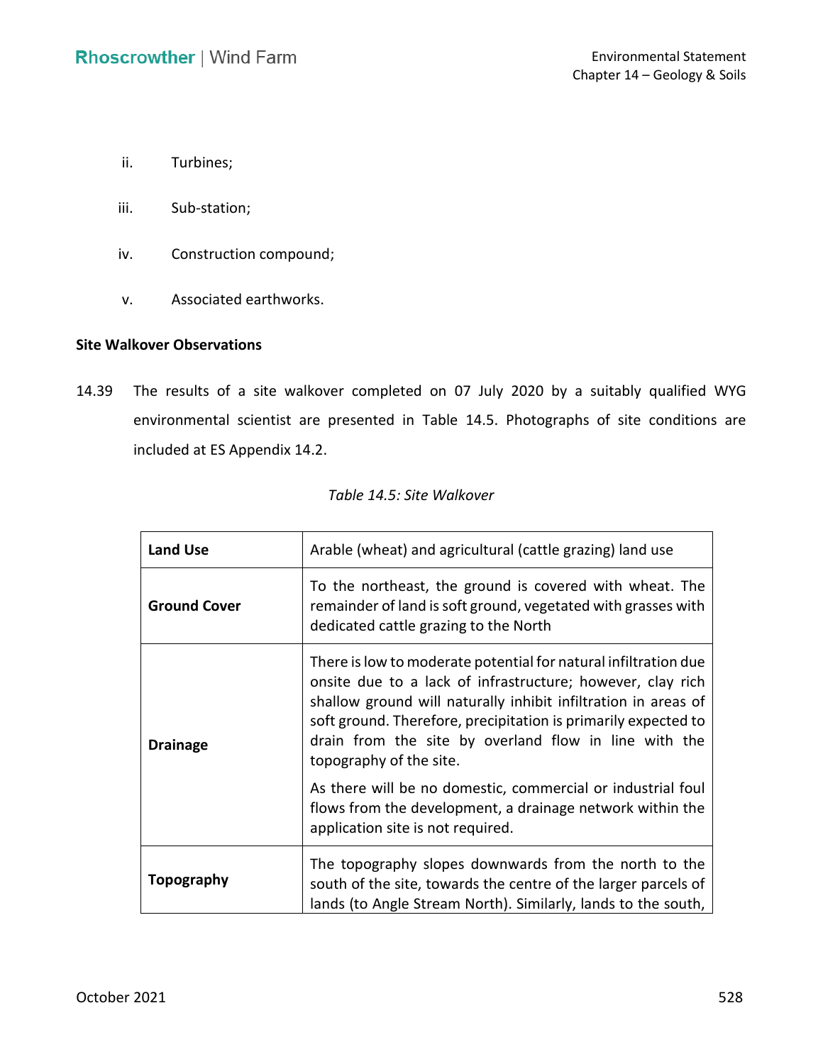ii. Turbines;

iii. Sub-station;

iv. Construction compound;

v. Associated earthworks.

**Site Walkover Observations**

14.39 The results of a site walkover completed on 07 July 2020 by a suitably qualified WYG environmental scientist are presented in Table 14.5. Photographs of site conditions are included at ES Appendix 14.2.

*Table 14.5: Site Walkover*

| | |
|---|---|
| **Land Use** | Arable (wheat) and agricultural (cattle grazing) land use |
| **Ground Cover** | To the northeast, the ground is covered with wheat. The remainder of land is soft ground, vegetated with grasses with dedicated cattle grazing to the North |
| **Drainage** | There is low to moderate potential for natural infiltration due onsite due to a lack of infrastructure; however, clay rich shallow ground will naturally inhibit infiltration in areas of soft ground. Therefore, precipitation is primarily expected to drain from the site by overland flow in line with the topography of the site.<br><br>As there will be no domestic, commercial or industrial foul flows from the development, a drainage network within the application site is not required. |
| **Topography** | The topography slopes downwards from the north to the south of the site, towards the centre of the larger parcels of lands (to Angle Stream North). Similarly, lands to the south, |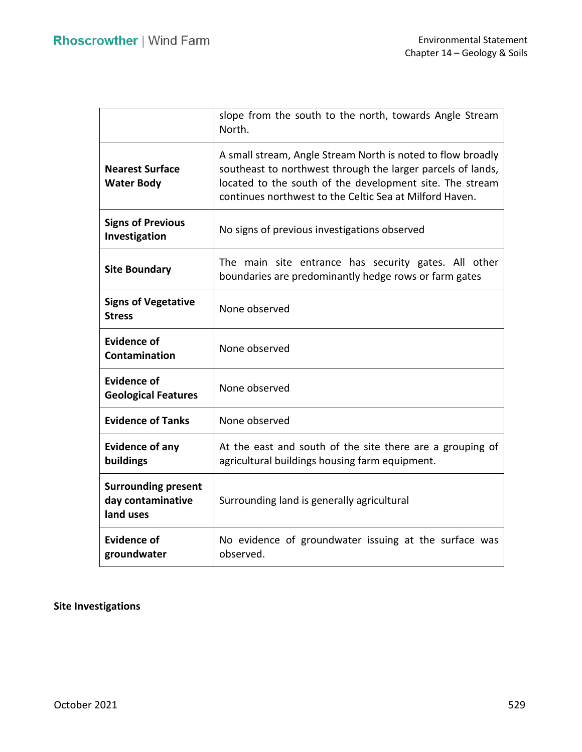| | |
|---|---|
| | slope from the south to the north, towards Angle Stream North. |
| **Nearest Surface Water Body** | A small stream, Angle Stream North is noted to flow broadly southeast to northwest through the larger parcels of lands, located to the south of the development site. The stream continues northwest to the Celtic Sea at Milford Haven. |
| **Signs of Previous Investigation** | No signs of previous investigations observed |
| **Site Boundary** | The main site entrance has security gates. All other boundaries are predominantly hedge rows or farm gates |
| **Signs of Vegetative Stress** | None observed |
| **Evidence of Contamination** | None observed |
| **Evidence of Geological Features** | None observed |
| **Evidence of Tanks** | None observed |
| **Evidence of any buildings** | At the east and south of the site there are a grouping of agricultural buildings housing farm equipment. |
| **Surrounding present day contaminative land uses** | Surrounding land is generally agricultural |
| **Evidence of groundwater** | No evidence of groundwater issuing at the surface was observed. |

**Site Investigations**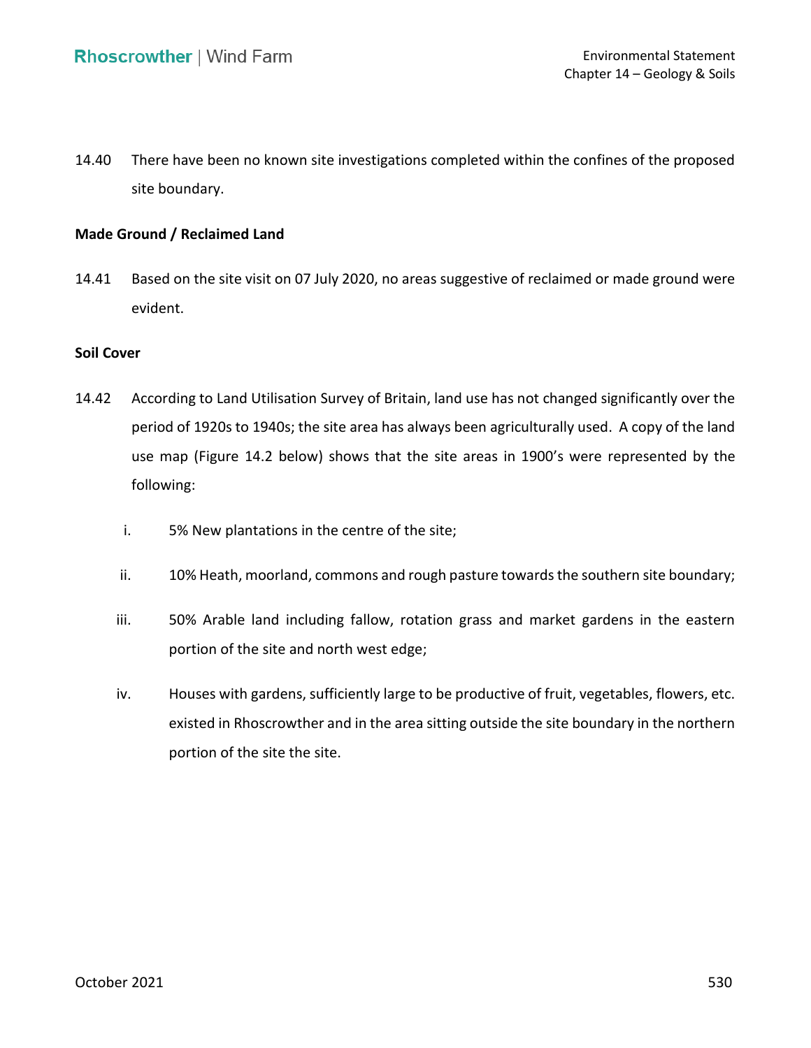14.40 There have been no known site investigations completed within the confines of the proposed site boundary.

**Made Ground / Reclaimed Land**

14.41 Based on the site visit on 07 July 2020, no areas suggestive of reclaimed or made ground were evident.

**Soil Cover**

14.42 According to Land Utilisation Survey of Britain, land use has not changed significantly over the period of 1920s to 1940s; the site area has always been agriculturally used. A copy of the land use map (Figure 14.2 below) shows that the site areas in 1900's were represented by the following:

i. 5% New plantations in the centre of the site;

ii. 10% Heath, moorland, commons and rough pasture towards the southern site boundary;

iii. 50% Arable land including fallow, rotation grass and market gardens in the eastern portion of the site and north west edge;

iv. Houses with gardens, sufficiently large to be productive of fruit, vegetables, flowers, etc. existed in Rhoscrowther and in the area sitting outside the site boundary in the northern portion of the site the site.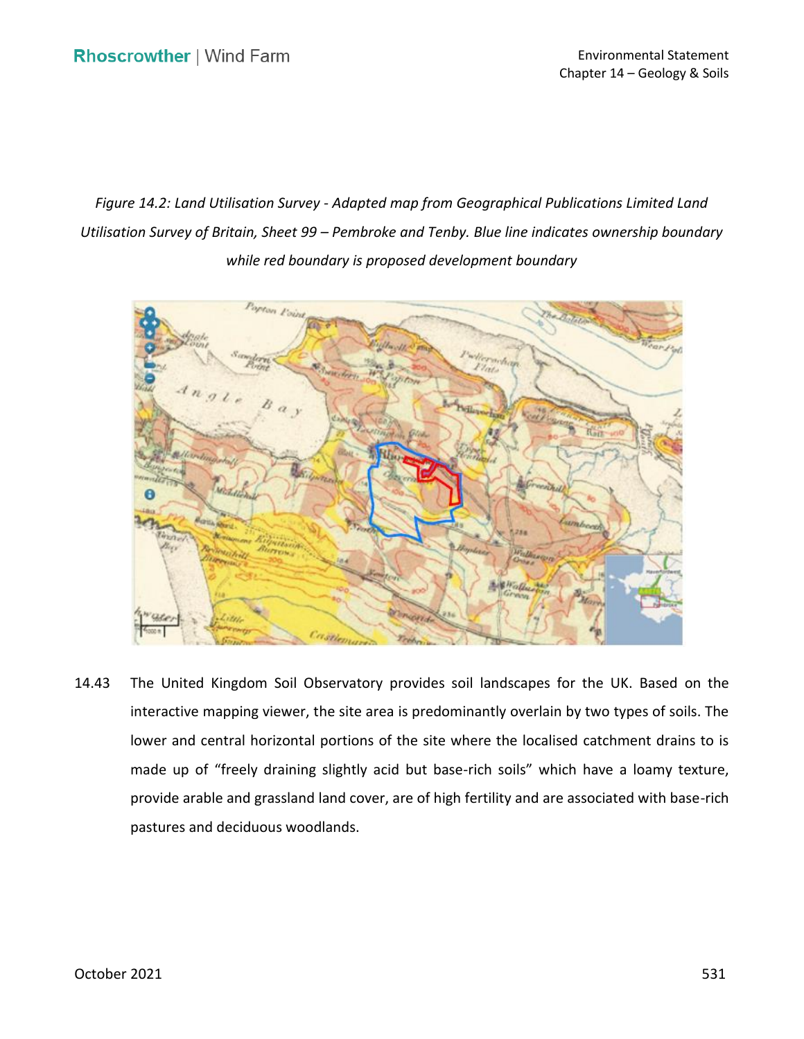*Figure 14.2: Land Utilisation Survey - Adapted map from Geographical Publications Limited Land Utilisation Survey of Britain, Sheet 99 – Pembroke and Tenby. Blue line indicates ownership boundary while red boundary is proposed development boundary*

14.43 The United Kingdom Soil Observatory provides soil landscapes for the UK. Based on the interactive mapping viewer, the site area is predominantly overlain by two types of soils. The lower and central horizontal portions of the site where the localised catchment drains to is made up of "freely draining slightly acid but base-rich soils" which have a loamy texture, provide arable and grassland land cover, are of high fertility and are associated with base-rich pastures and deciduous woodlands.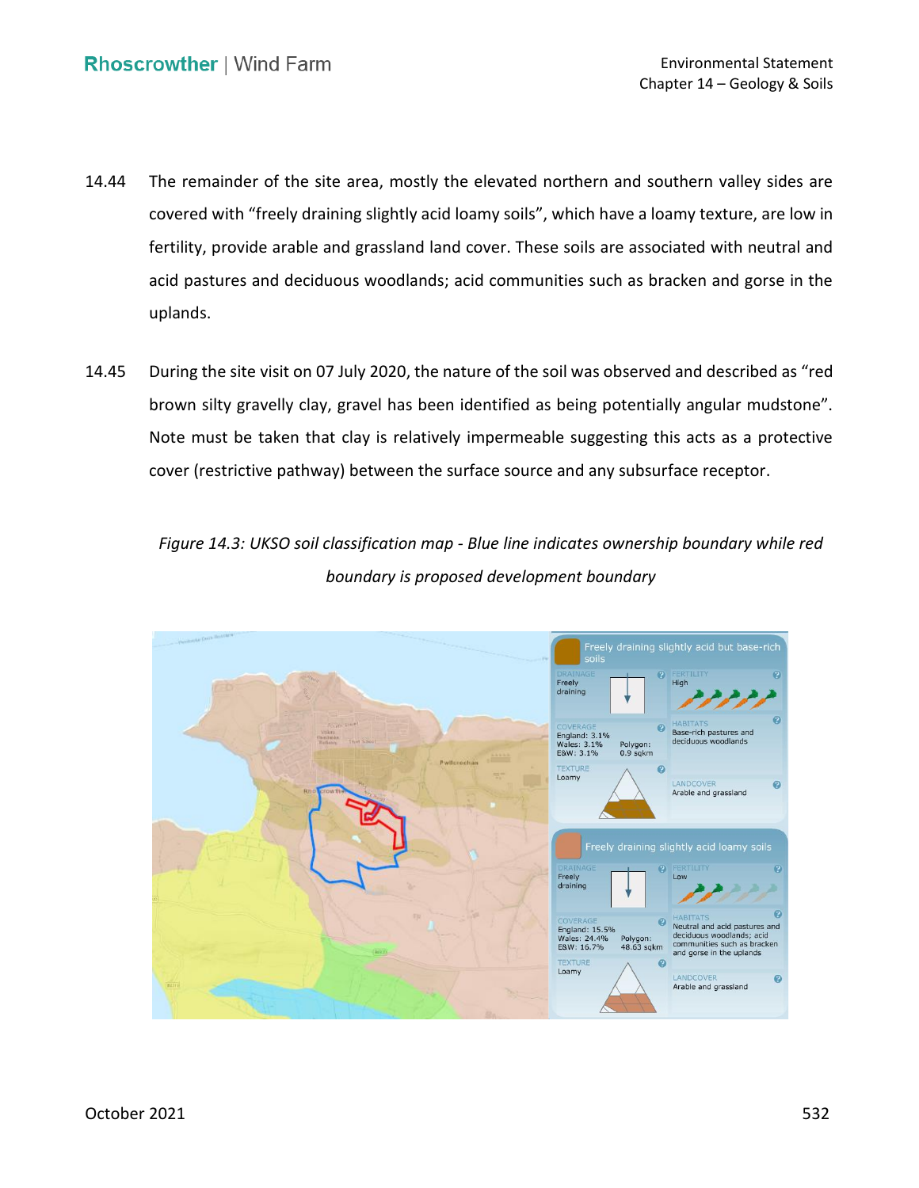14.44 The remainder of the site area, mostly the elevated northern and southern valley sides are covered with "freely draining slightly acid loamy soils", which have a loamy texture, are low in fertility, provide arable and grassland land cover. These soils are associated with neutral and acid pastures and deciduous woodlands; acid communities such as bracken and gorse in the uplands.

14.45 During the site visit on 07 July 2020, the nature of the soil was observed and described as "red brown silty gravelly clay, gravel has been identified as being potentially angular mudstone". Note must be taken that clay is relatively impermeable suggesting this acts as a protective cover (restrictive pathway) between the surface source and any subsurface receptor.

*Figure 14.3: UKSO soil classification map - Blue line indicates ownership boundary while red boundary is proposed development boundary*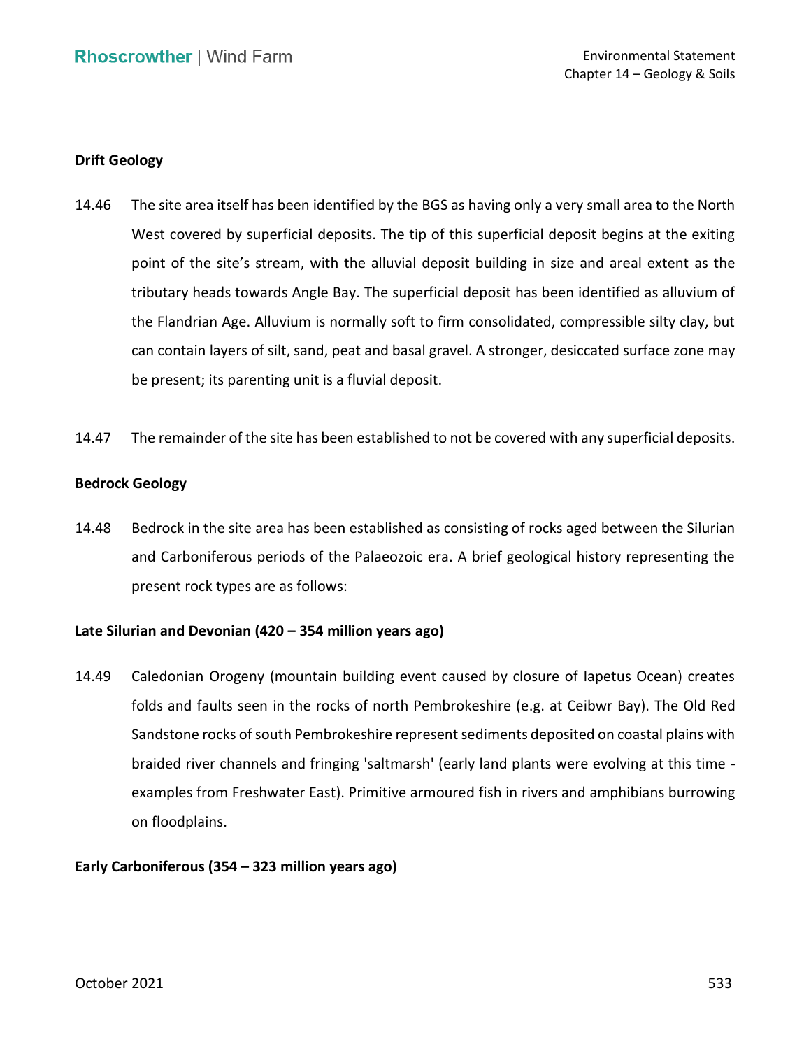**Drift Geology**

14.46 The site area itself has been identified by the BGS as having only a very small area to the North West covered by superficial deposits. The tip of this superficial deposit begins at the exiting point of the site's stream, with the alluvial deposit building in size and areal extent as the tributary heads towards Angle Bay. The superficial deposit has been identified as alluvium of the Flandrian Age. Alluvium is normally soft to firm consolidated, compressible silty clay, but can contain layers of silt, sand, peat and basal gravel. A stronger, desiccated surface zone may be present; its parenting unit is a fluvial deposit.

14.47 The remainder of the site has been established to not be covered with any superficial deposits.

**Bedrock Geology**

14.48 Bedrock in the site area has been established as consisting of rocks aged between the Silurian and Carboniferous periods of the Palaeozoic era. A brief geological history representing the present rock types are as follows:

**Late Silurian and Devonian (420 – 354 million years ago)**

14.49 Caledonian Orogeny (mountain building event caused by closure of Iapetus Ocean) creates folds and faults seen in the rocks of north Pembrokeshire (e.g. at Ceibwr Bay). The Old Red Sandstone rocks of south Pembrokeshire represent sediments deposited on coastal plains with braided river channels and fringing 'saltmarsh' (early land plants were evolving at this time - examples from Freshwater East). Primitive armoured fish in rivers and amphibians burrowing on floodplains.

**Early Carboniferous (354 – 323 million years ago)**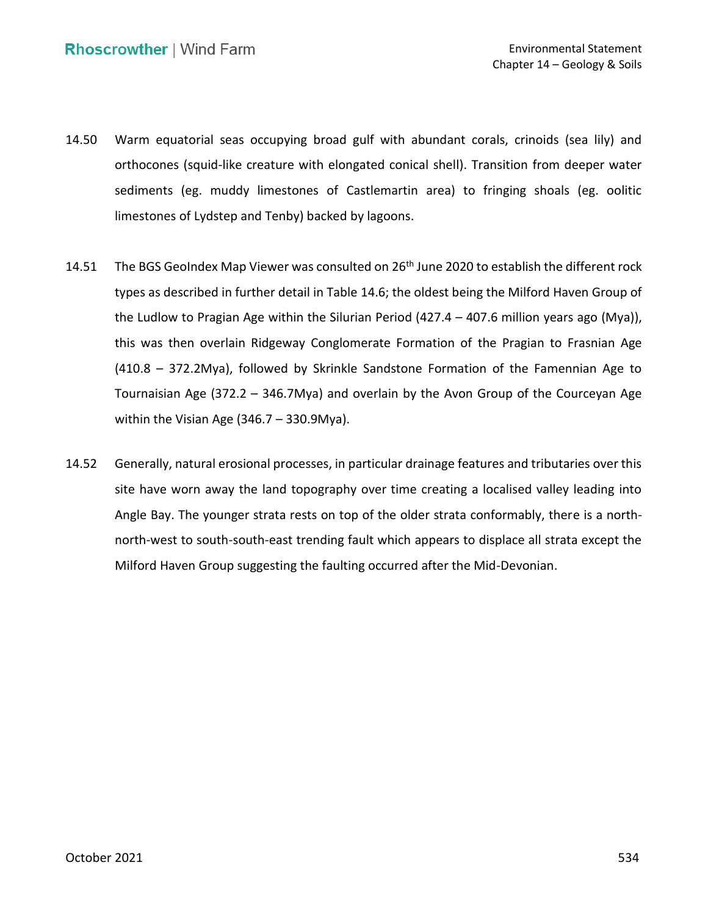14.50 Warm equatorial seas occupying broad gulf with abundant corals, crinoids (sea lily) and orthocones (squid-like creature with elongated conical shell). Transition from deeper water sediments (eg. muddy limestones of Castlemartin area) to fringing shoals (eg. oolitic limestones of Lydstep and Tenby) backed by lagoons.

14.51 The BGS GeoIndex Map Viewer was consulted on 26th June 2020 to establish the different rock types as described in further detail in Table 14.6; the oldest being the Milford Haven Group of the Ludlow to Pragian Age within the Silurian Period (427.4 – 407.6 million years ago (Mya)), this was then overlain Ridgeway Conglomerate Formation of the Pragian to Frasnian Age (410.8 – 372.2Mya), followed by Skrinkle Sandstone Formation of the Famennian Age to Tournaisian Age (372.2 – 346.7Mya) and overlain by the Avon Group of the Courceyan Age within the Visian Age (346.7 – 330.9Mya).

14.52 Generally, natural erosional processes, in particular drainage features and tributaries over this site have worn away the land topography over time creating a localised valley leading into Angle Bay. The younger strata rests on top of the older strata conformably, there is a north-north-west to south-south-east trending fault which appears to displace all strata except the Milford Haven Group suggesting the faulting occurred after the Mid-Devonian.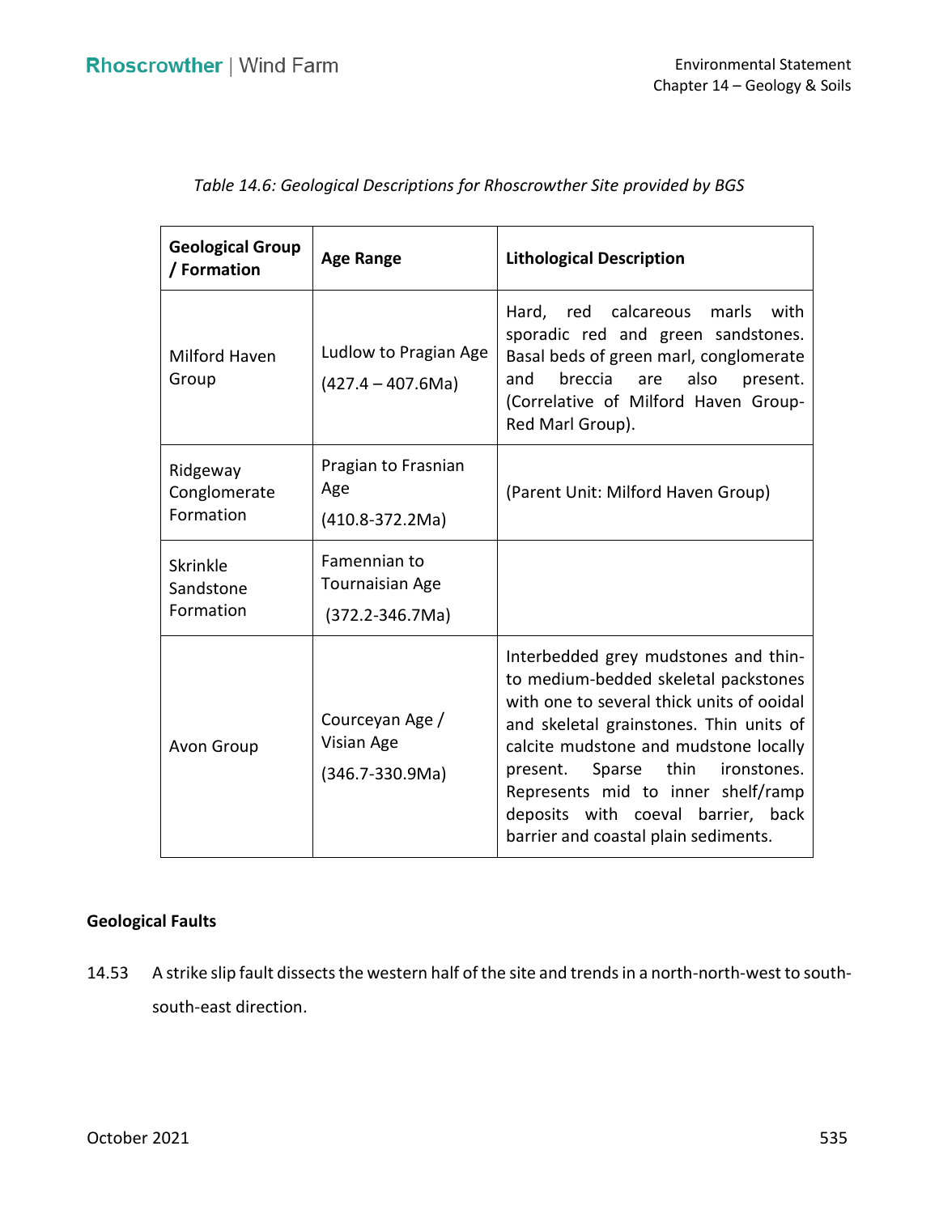*Table 14.6: Geological Descriptions for Rhoscrowther Site provided by BGS*

| Geological Group / Formation | Age Range | Lithological Description |
|---|---|---|
| Milford Haven Group | Ludlow to Pragian Age (427.4 – 407.6Ma) | Hard, red calcareous marls with sporadic red and green sandstones. Basal beds of green marl, conglomerate and breccia are also present. (Correlative of Milford Haven Group-Red Marl Group). |
| Ridgeway Conglomerate Formation | Pragian to Frasnian Age (410.8-372.2Ma) | (Parent Unit: Milford Haven Group) |
| Skrinkle Sandstone Formation | Famennian to Tournaisian Age (372.2-346.7Ma) | |
| Avon Group | Courceyan Age / Visian Age (346.7-330.9Ma) | Interbedded grey mudstones and thin- to medium-bedded skeletal packstones with one to several thick units of ooidal and skeletal grainstones. Thin units of calcite mudstone and mudstone locally present. Sparse thin ironstones. Represents mid to inner shelf/ramp deposits with coeval barrier, back barrier and coastal plain sediments. |

**Geological Faults**

14.53 A strike slip fault dissects the western half of the site and trends in a north-north-west to south-south-east direction.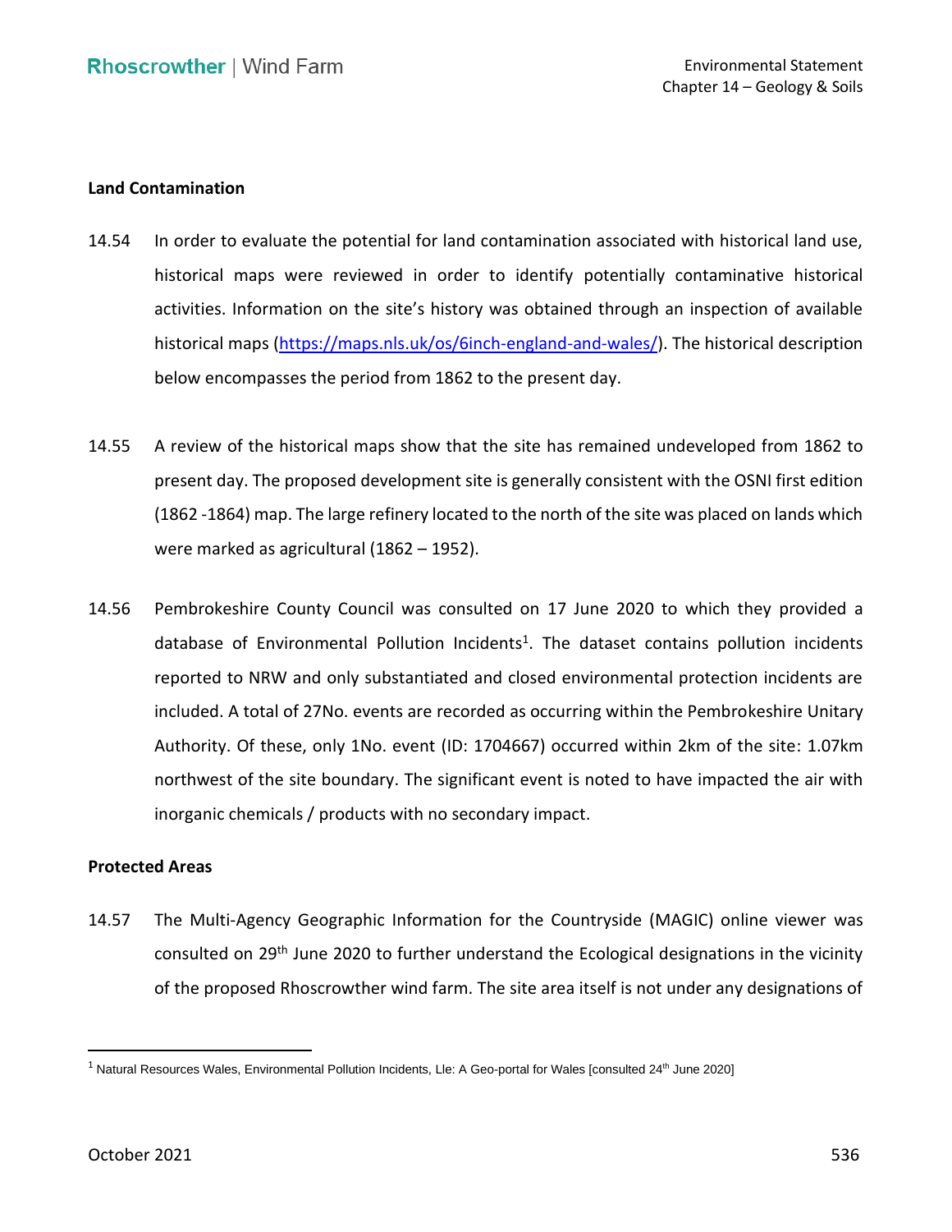**Land Contamination**

14.54 In order to evaluate the potential for land contamination associated with historical land use, historical maps were reviewed in order to identify potentially contaminative historical activities. Information on the site's history was obtained through an inspection of available historical maps (https://maps.nls.uk/os/6inch-england-and-wales/). The historical description below encompasses the period from 1862 to the present day.

14.55 A review of the historical maps show that the site has remained undeveloped from 1862 to present day. The proposed development site is generally consistent with the OSNI first edition (1862 -1864) map. The large refinery located to the north of the site was placed on lands which were marked as agricultural (1862 – 1952).

14.56 Pembrokeshire County Council was consulted on 17 June 2020 to which they provided a database of Environmental Pollution Incidents[1]. The dataset contains pollution incidents reported to NRW and only substantiated and closed environmental protection incidents are included. A total of 27No. events are recorded as occurring within the Pembrokeshire Unitary Authority. Of these, only 1No. event (ID: 1704667) occurred within 2km of the site: 1.07km northwest of the site boundary. The significant event is noted to have impacted the air with inorganic chemicals / products with no secondary impact.

**Protected Areas**

14.57 The Multi-Agency Geographic Information for the Countryside (MAGIC) online viewer was consulted on 29th June 2020 to further understand the Ecological designations in the vicinity of the proposed Rhoscrowther wind farm. The site area itself is not under any designations of

[1] Natural Resources Wales, Environmental Pollution Incidents, Lle: A Geo-portal for Wales [consulted 24th June 2020]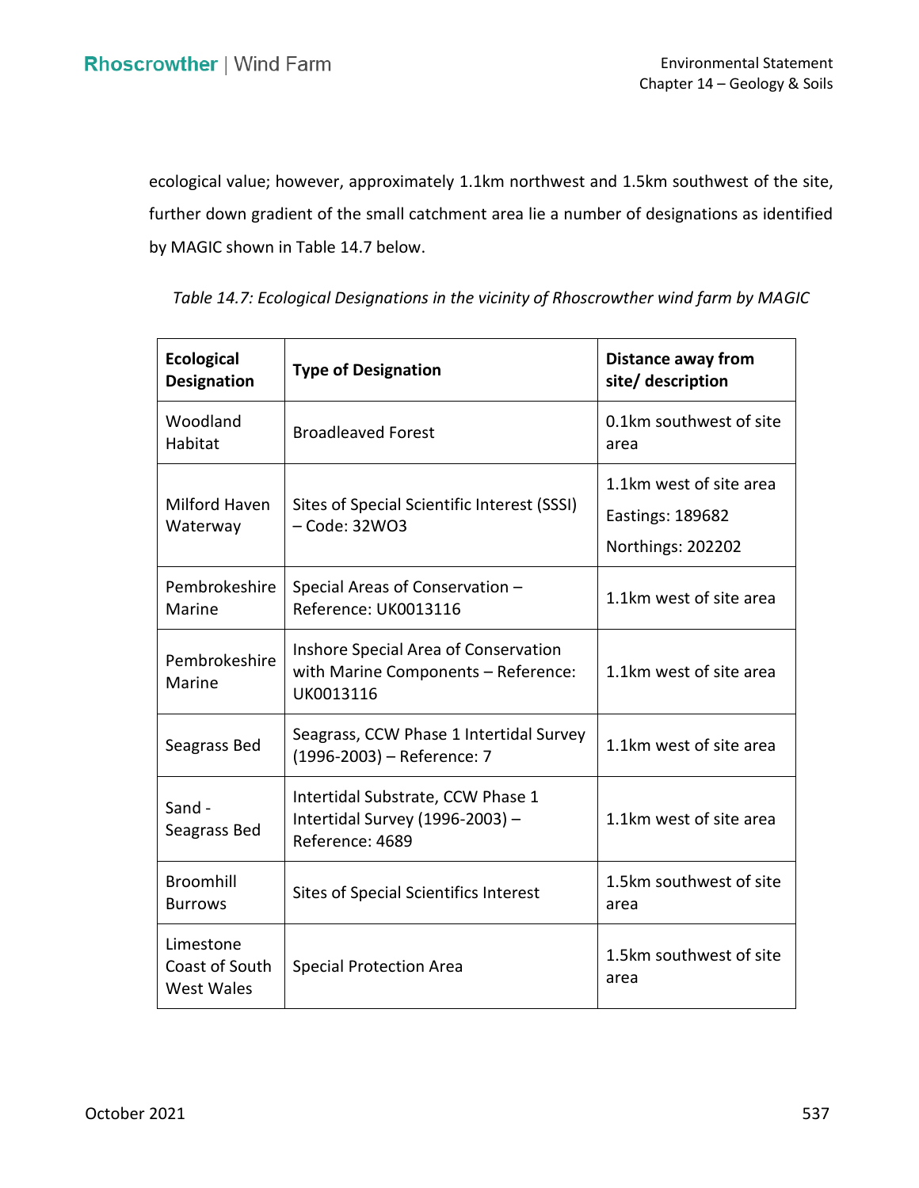ecological value; however, approximately 1.1km northwest and 1.5km southwest of the site, further down gradient of the small catchment area lie a number of designations as identified by MAGIC shown in Table 14.7 below.

*Table 14.7: Ecological Designations in the vicinity of Rhoscrowther wind farm by MAGIC*

| **Ecological Designation** | **Type of Designation** | **Distance away from site/ description** |
|---|---|---|
| Woodland Habitat | Broadleaved Forest | 0.1km southwest of site area |
| Milford Haven Waterway | Sites of Special Scientific Interest (SSSI) – Code: 32WO3 | 1.1km west of site area<br>Eastings: 189682<br>Northings: 202202 |
| Pembrokeshire Marine | Special Areas of Conservation – Reference: UK0013116 | 1.1km west of site area |
| Pembrokeshire Marine | Inshore Special Area of Conservation with Marine Components – Reference: UK0013116 | 1.1km west of site area |
| Seagrass Bed | Seagrass, CCW Phase 1 Intertidal Survey (1996-2003) – Reference: 7 | 1.1km west of site area |
| Sand - Seagrass Bed | Intertidal Substrate, CCW Phase 1 Intertidal Survey (1996-2003) – Reference: 4689 | 1.1km west of site area |
| Broomhill Burrows | Sites of Special Scientifics Interest | 1.5km southwest of site area |
| Limestone Coast of South West Wales | Special Protection Area | 1.5km southwest of site area |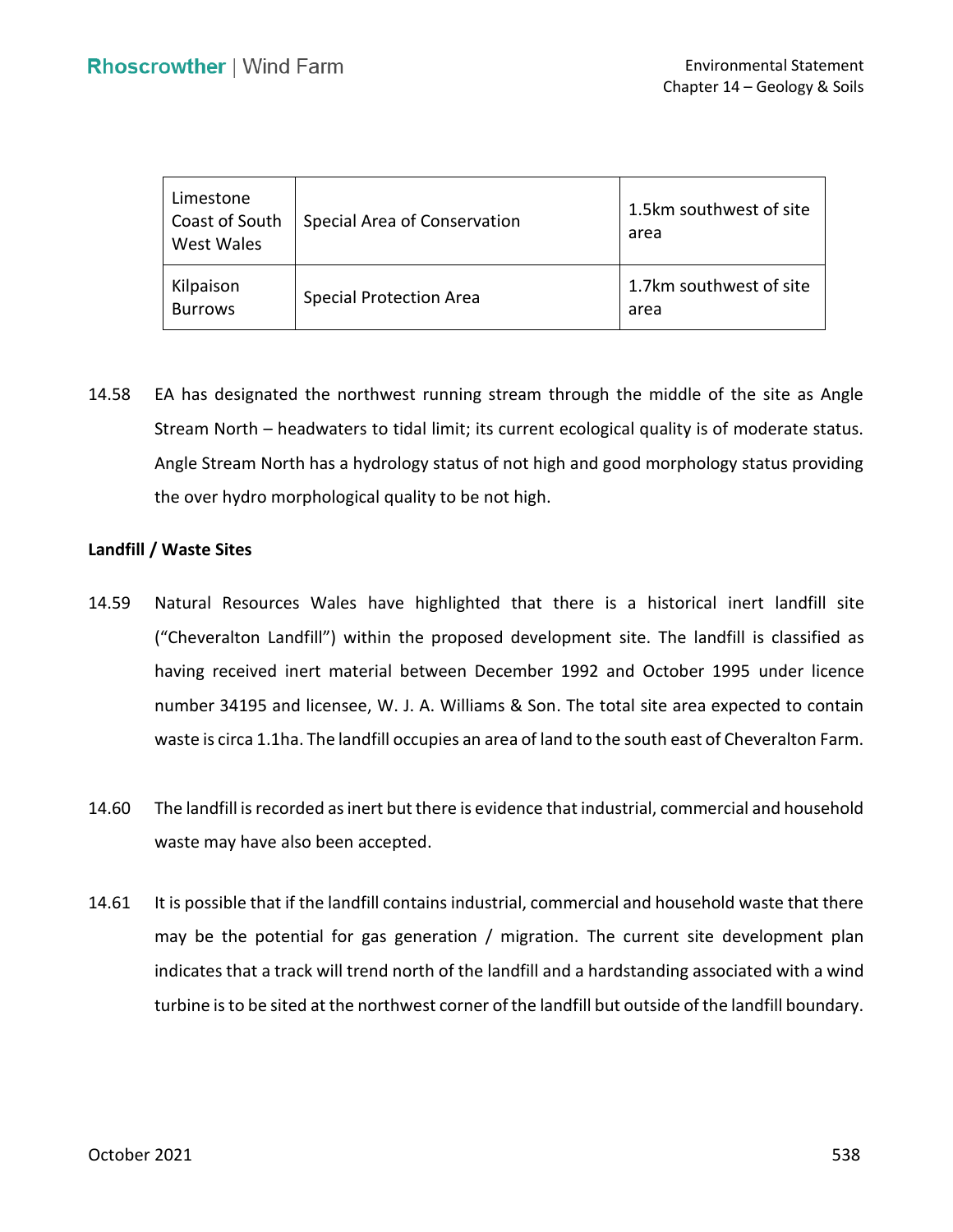| Limestone Coast of South West Wales | Special Area of Conservation | 1.5km southwest of site area |
|---|---|---|
| Kilpaison Burrows | Special Protection Area | 1.7km southwest of site area |

14.58 EA has designated the northwest running stream through the middle of the site as Angle Stream North – headwaters to tidal limit; its current ecological quality is of moderate status. Angle Stream North has a hydrology status of not high and good morphology status providing the over hydro morphological quality to be not high.

**Landfill / Waste Sites**

14.59 Natural Resources Wales have highlighted that there is a historical inert landfill site ("Cheveralton Landfill") within the proposed development site. The landfill is classified as having received inert material between December 1992 and October 1995 under licence number 34195 and licensee, W. J. A. Williams & Son. The total site area expected to contain waste is circa 1.1ha. The landfill occupies an area of land to the south east of Cheveralton Farm.

14.60 The landfill is recorded as inert but there is evidence that industrial, commercial and household waste may have also been accepted.

14.61 It is possible that if the landfill contains industrial, commercial and household waste that there may be the potential for gas generation / migration. The current site development plan indicates that a track will trend north of the landfill and a hardstanding associated with a wind turbine is to be sited at the northwest corner of the landfill but outside of the landfill boundary.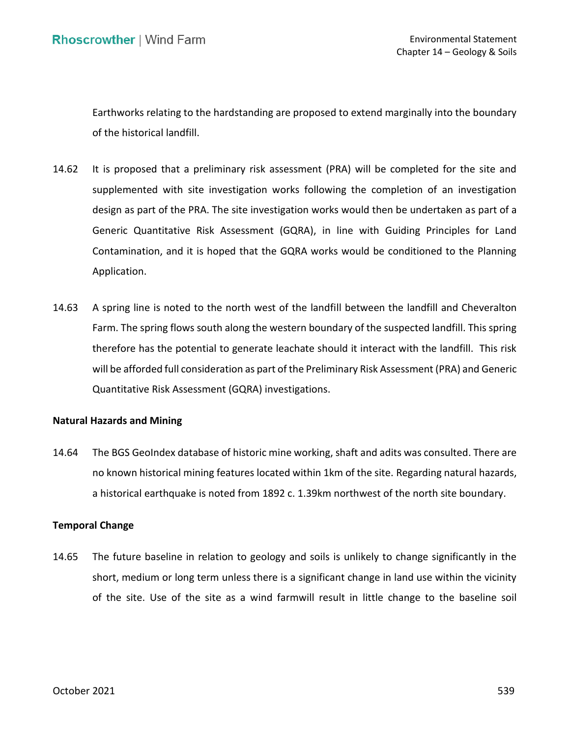Earthworks relating to the hardstanding are proposed to extend marginally into the boundary of the historical landfill.

14.62 It is proposed that a preliminary risk assessment (PRA) will be completed for the site and supplemented with site investigation works following the completion of an investigation design as part of the PRA. The site investigation works would then be undertaken as part of a Generic Quantitative Risk Assessment (GQRA), in line with Guiding Principles for Land Contamination, and it is hoped that the GQRA works would be conditioned to the Planning Application.

14.63 A spring line is noted to the north west of the landfill between the landfill and Cheveralton Farm. The spring flows south along the western boundary of the suspected landfill. This spring therefore has the potential to generate leachate should it interact with the landfill. This risk will be afforded full consideration as part of the Preliminary Risk Assessment (PRA) and Generic Quantitative Risk Assessment (GQRA) investigations.

**Natural Hazards and Mining**

14.64 The BGS GeoIndex database of historic mine working, shaft and adits was consulted. There are no known historical mining features located within 1km of the site. Regarding natural hazards, a historical earthquake is noted from 1892 c. 1.39km northwest of the north site boundary.

**Temporal Change**

14.65 The future baseline in relation to geology and soils is unlikely to change significantly in the short, medium or long term unless there is a significant change in land use within the vicinity of the site. Use of the site as a wind farmwill result in little change to the baseline soil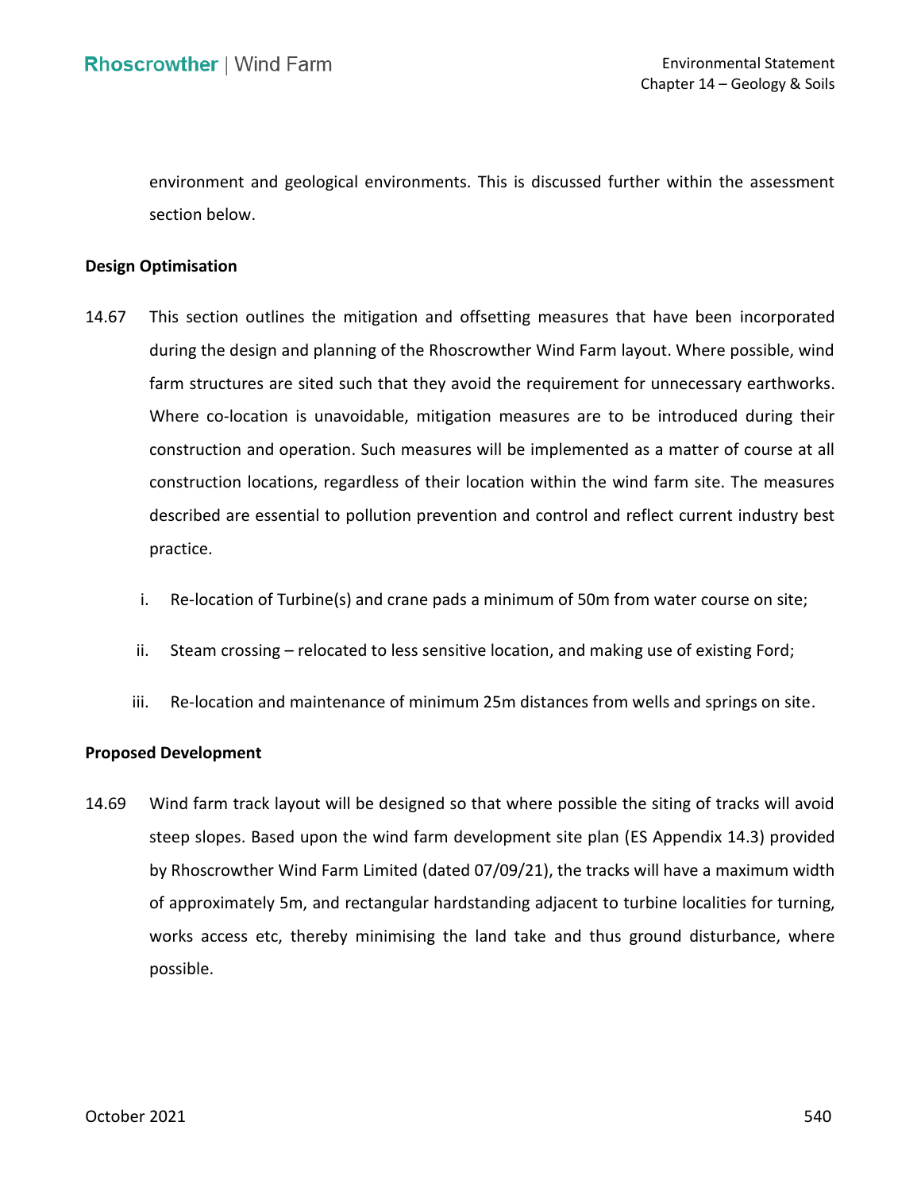environment and geological environments. This is discussed further within the assessment section below.

**Design Optimisation**

14.67 This section outlines the mitigation and offsetting measures that have been incorporated during the design and planning of the Rhoscrowther Wind Farm layout. Where possible, wind farm structures are sited such that they avoid the requirement for unnecessary earthworks. Where co-location is unavoidable, mitigation measures are to be introduced during their construction and operation. Such measures will be implemented as a matter of course at all construction locations, regardless of their location within the wind farm site. The measures described are essential to pollution prevention and control and reflect current industry best practice.

i. Re-location of Turbine(s) and crane pads a minimum of 50m from water course on site;

ii. Steam crossing – relocated to less sensitive location, and making use of existing Ford;

iii. Re-location and maintenance of minimum 25m distances from wells and springs on site.

**Proposed Development**

14.69 Wind farm track layout will be designed so that where possible the siting of tracks will avoid steep slopes. Based upon the wind farm development site plan (ES Appendix 14.3) provided by Rhoscrowther Wind Farm Limited (dated 07/09/21), the tracks will have a maximum width of approximately 5m, and rectangular hardstanding adjacent to turbine localities for turning, works access etc, thereby minimising the land take and thus ground disturbance, where possible.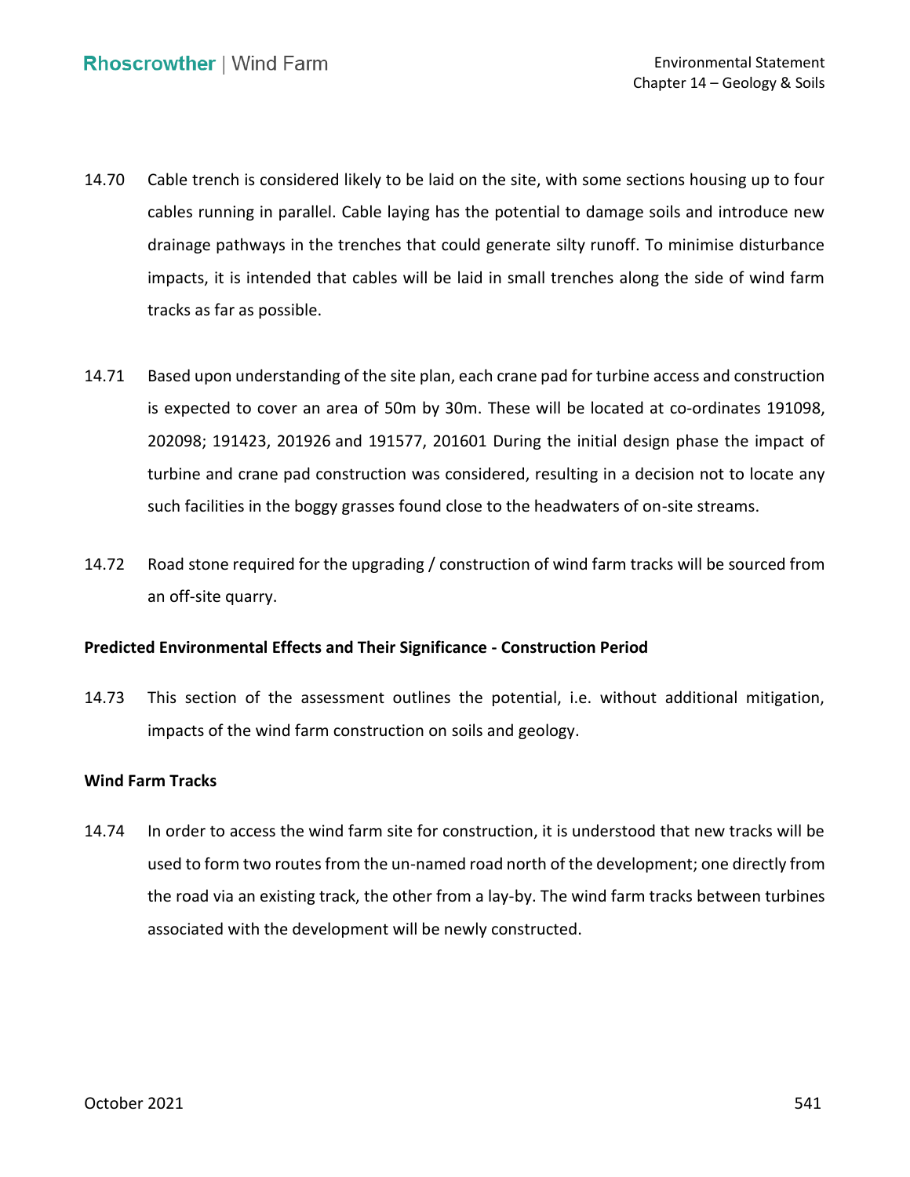14.70 Cable trench is considered likely to be laid on the site, with some sections housing up to four cables running in parallel. Cable laying has the potential to damage soils and introduce new drainage pathways in the trenches that could generate silty runoff. To minimise disturbance impacts, it is intended that cables will be laid in small trenches along the side of wind farm tracks as far as possible.

14.71 Based upon understanding of the site plan, each crane pad for turbine access and construction is expected to cover an area of 50m by 30m. These will be located at co-ordinates 191098, 202098; 191423, 201926 and 191577, 201601 During the initial design phase the impact of turbine and crane pad construction was considered, resulting in a decision not to locate any such facilities in the boggy grasses found close to the headwaters of on-site streams.

14.72 Road stone required for the upgrading / construction of wind farm tracks will be sourced from an off-site quarry.

**Predicted Environmental Effects and Their Significance - Construction Period**

14.73 This section of the assessment outlines the potential, i.e. without additional mitigation, impacts of the wind farm construction on soils and geology.

**Wind Farm Tracks**

14.74 In order to access the wind farm site for construction, it is understood that new tracks will be used to form two routes from the un-named road north of the development; one directly from the road via an existing track, the other from a lay-by. The wind farm tracks between turbines associated with the development will be newly constructed.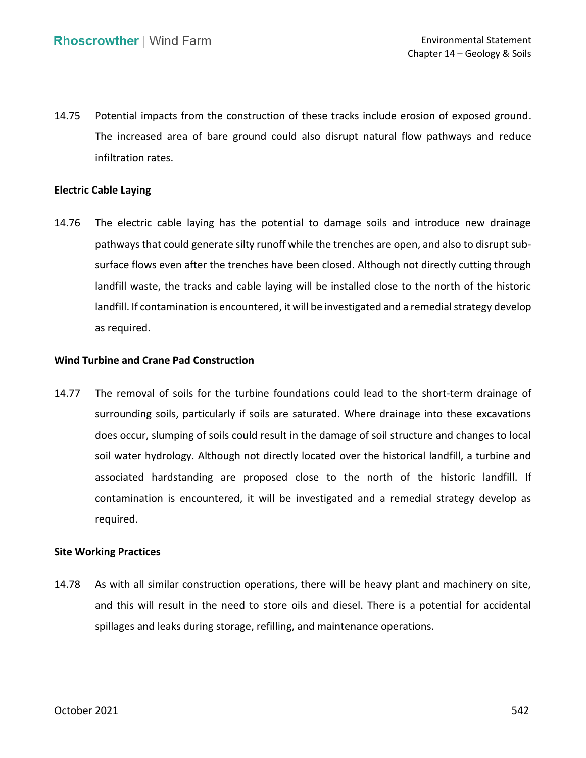14.75 Potential impacts from the construction of these tracks include erosion of exposed ground. The increased area of bare ground could also disrupt natural flow pathways and reduce infiltration rates.

**Electric Cable Laying**

14.76 The electric cable laying has the potential to damage soils and introduce new drainage pathways that could generate silty runoff while the trenches are open, and also to disrupt sub-surface flows even after the trenches have been closed. Although not directly cutting through landfill waste, the tracks and cable laying will be installed close to the north of the historic landfill. If contamination is encountered, it will be investigated and a remedial strategy develop as required.

**Wind Turbine and Crane Pad Construction**

14.77 The removal of soils for the turbine foundations could lead to the short-term drainage of surrounding soils, particularly if soils are saturated. Where drainage into these excavations does occur, slumping of soils could result in the damage of soil structure and changes to local soil water hydrology. Although not directly located over the historical landfill, a turbine and associated hardstanding are proposed close to the north of the historic landfill. If contamination is encountered, it will be investigated and a remedial strategy develop as required.

**Site Working Practices**

14.78 As with all similar construction operations, there will be heavy plant and machinery on site, and this will result in the need to store oils and diesel. There is a potential for accidental spillages and leaks during storage, refilling, and maintenance operations.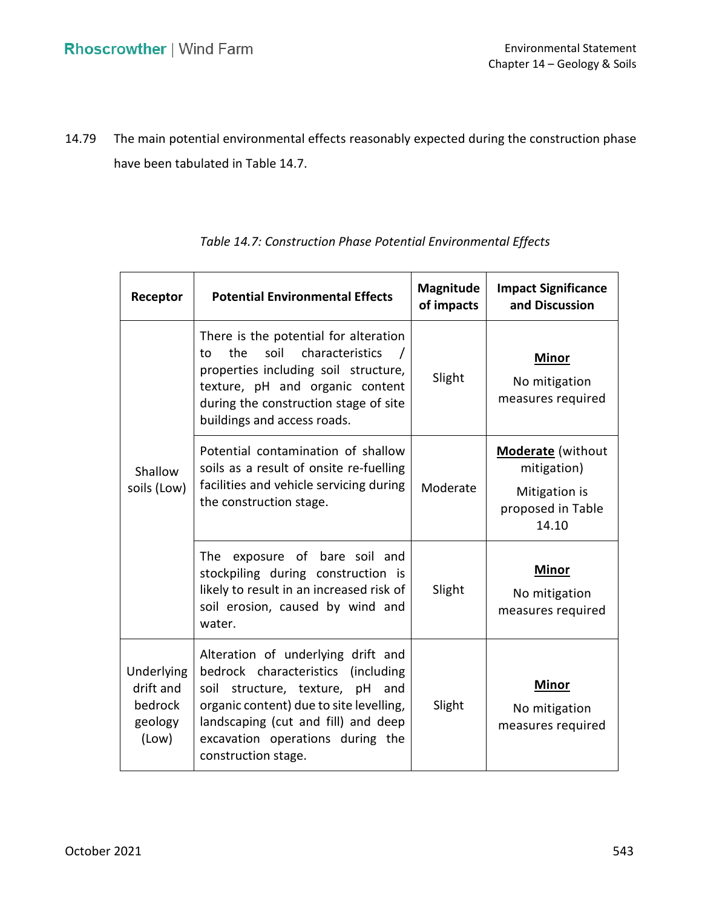14.79 The main potential environmental effects reasonably expected during the construction phase have been tabulated in Table 14.7.

*Table 14.7: Construction Phase Potential Environmental Effects*

| Receptor | Potential Environmental Effects | Magnitude of impacts | Impact Significance and Discussion |
|---|---|---|---|
| Shallow soils (Low) | There is the potential for alteration to the soil characteristics / properties including soil structure, texture, pH and organic content during the construction stage of site buildings and access roads. | Slight | **Minor** No mitigation measures required |
| | Potential contamination of shallow soils as a result of onsite re-fuelling facilities and vehicle servicing during the construction stage. | Moderate | **Moderate** (without mitigation) Mitigation is proposed in Table 14.10 |
| | The exposure of bare soil and stockpiling during construction is likely to result in an increased risk of soil erosion, caused by wind and water. | Slight | **Minor** No mitigation measures required |
| Underlying drift and bedrock geology (Low) | Alteration of underlying drift and bedrock characteristics (including soil structure, texture, pH and organic content) due to site levelling, landscaping (cut and fill) and deep excavation operations during the construction stage. | Slight | **Minor** No mitigation measures required |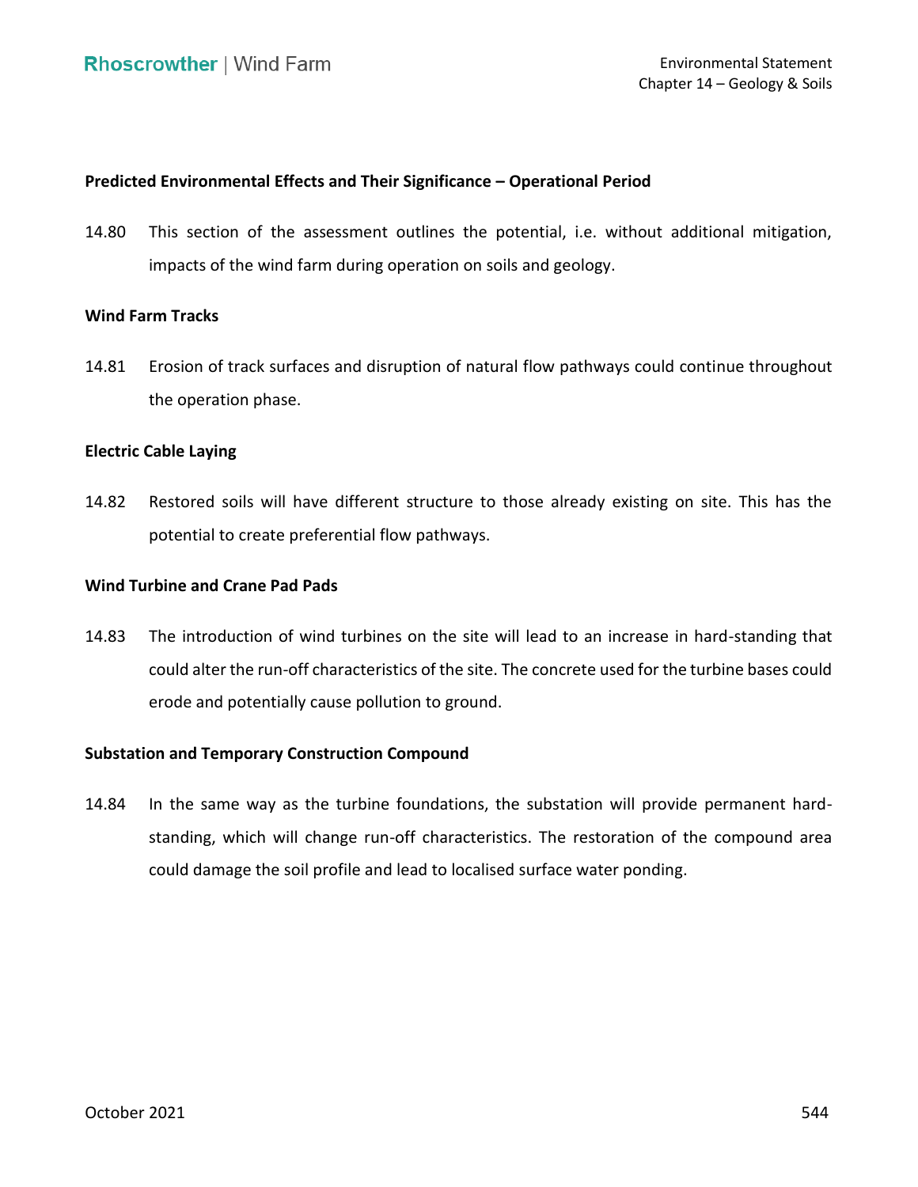### Predicted Environmental Effects and Their Significance – Operational Period

14.80 This section of the assessment outlines the potential, i.e. without additional mitigation, impacts of the wind farm during operation on soils and geology.

#### Wind Farm Tracks

14.81 Erosion of track surfaces and disruption of natural flow pathways could continue throughout the operation phase.

#### Electric Cable Laying

14.82 Restored soils will have different structure to those already existing on site. This has the potential to create preferential flow pathways.

#### Wind Turbine and Crane Pad Pads

14.83 The introduction of wind turbines on the site will lead to an increase in hard-standing that could alter the run-off characteristics of the site. The concrete used for the turbine bases could erode and potentially cause pollution to ground.

#### Substation and Temporary Construction Compound

14.84 In the same way as the turbine foundations, the substation will provide permanent hard-standing, which will change run-off characteristics. The restoration of the compound area could damage the soil profile and lead to localised surface water ponding.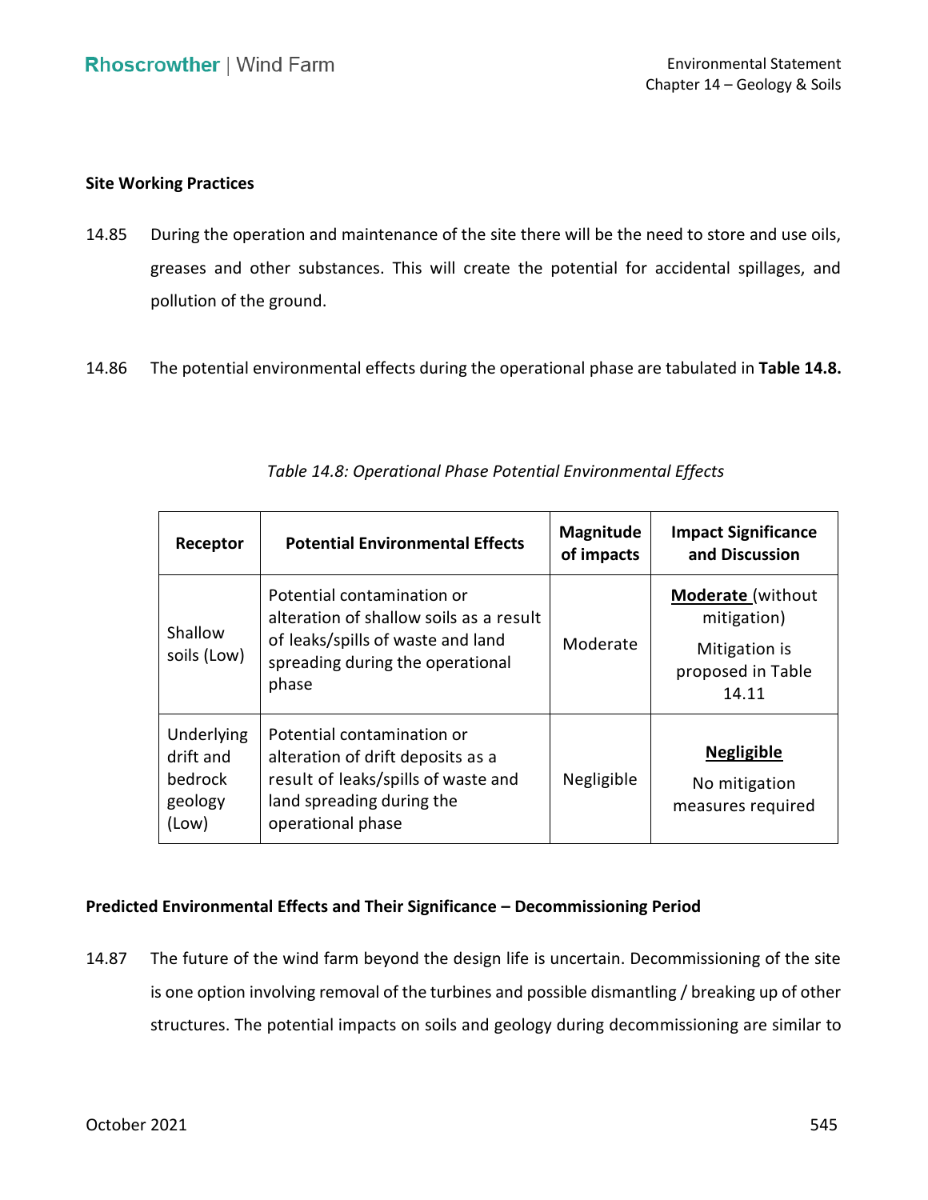**Site Working Practices**

14.85 During the operation and maintenance of the site there will be the need to store and use oils, greases and other substances. This will create the potential for accidental spillages, and pollution of the ground.

14.86 The potential environmental effects during the operational phase are tabulated in **Table 14.8.**

*Table 14.8: Operational Phase Potential Environmental Effects*

| Receptor | Potential Environmental Effects | Magnitude of impacts | Impact Significance and Discussion |
|---|---|---|---|
| Shallow soils (Low) | Potential contamination or alteration of shallow soils as a result of leaks/spills of waste and land spreading during the operational phase | Moderate | **Moderate** (without mitigation) Mitigation is proposed in Table 14.11 |
| Underlying drift and bedrock geology (Low) | Potential contamination or alteration of drift deposits as a result of leaks/spills of waste and land spreading during the operational phase | Negligible | **Negligible** No mitigation measures required |

**Predicted Environmental Effects and Their Significance – Decommissioning Period**

14.87 The future of the wind farm beyond the design life is uncertain. Decommissioning of the site is one option involving removal of the turbines and possible dismantling / breaking up of other structures. The potential impacts on soils and geology during decommissioning are similar to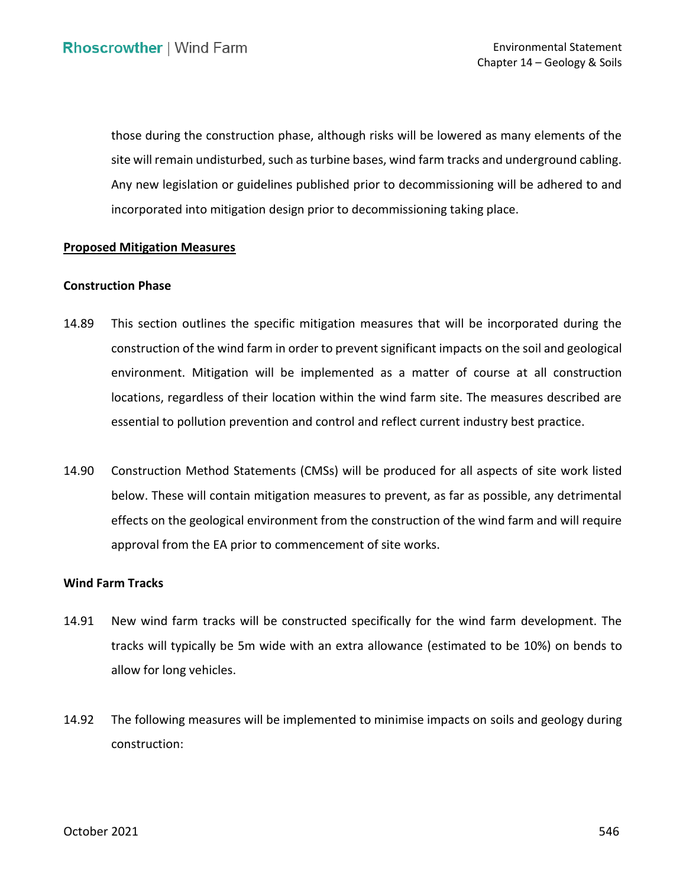those during the construction phase, although risks will be lowered as many elements of the site will remain undisturbed, such as turbine bases, wind farm tracks and underground cabling. Any new legislation or guidelines published prior to decommissioning will be adhered to and incorporated into mitigation design prior to decommissioning taking place.

## Proposed Mitigation Measures

### Construction Phase

14.89 This section outlines the specific mitigation measures that will be incorporated during the construction of the wind farm in order to prevent significant impacts on the soil and geological environment. Mitigation will be implemented as a matter of course at all construction locations, regardless of their location within the wind farm site. The measures described are essential to pollution prevention and control and reflect current industry best practice.

14.90 Construction Method Statements (CMSs) will be produced for all aspects of site work listed below. These will contain mitigation measures to prevent, as far as possible, any detrimental effects on the geological environment from the construction of the wind farm and will require approval from the EA prior to commencement of site works.

### Wind Farm Tracks

14.91 New wind farm tracks will be constructed specifically for the wind farm development. The tracks will typically be 5m wide with an extra allowance (estimated to be 10%) on bends to allow for long vehicles.

14.92 The following measures will be implemented to minimise impacts on soils and geology during construction: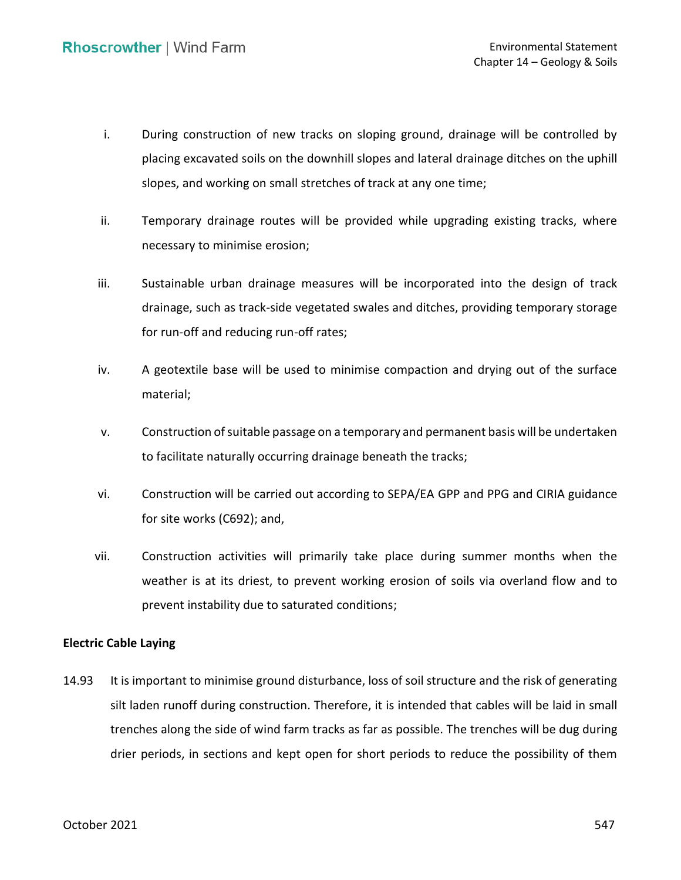i. During construction of new tracks on sloping ground, drainage will be controlled by placing excavated soils on the downhill slopes and lateral drainage ditches on the uphill slopes, and working on small stretches of track at any one time;

ii. Temporary drainage routes will be provided while upgrading existing tracks, where necessary to minimise erosion;

iii. Sustainable urban drainage measures will be incorporated into the design of track drainage, such as track-side vegetated swales and ditches, providing temporary storage for run-off and reducing run-off rates;

iv. A geotextile base will be used to minimise compaction and drying out of the surface material;

v. Construction of suitable passage on a temporary and permanent basis will be undertaken to facilitate naturally occurring drainage beneath the tracks;

vi. Construction will be carried out according to SEPA/EA GPP and PPG and CIRIA guidance for site works (C692); and,

vii. Construction activities will primarily take place during summer months when the weather is at its driest, to prevent working erosion of soils via overland flow and to prevent instability due to saturated conditions;

**Electric Cable Laying**

14.93 It is important to minimise ground disturbance, loss of soil structure and the risk of generating silt laden runoff during construction. Therefore, it is intended that cables will be laid in small trenches along the side of wind farm tracks as far as possible. The trenches will be dug during drier periods, in sections and kept open for short periods to reduce the possibility of them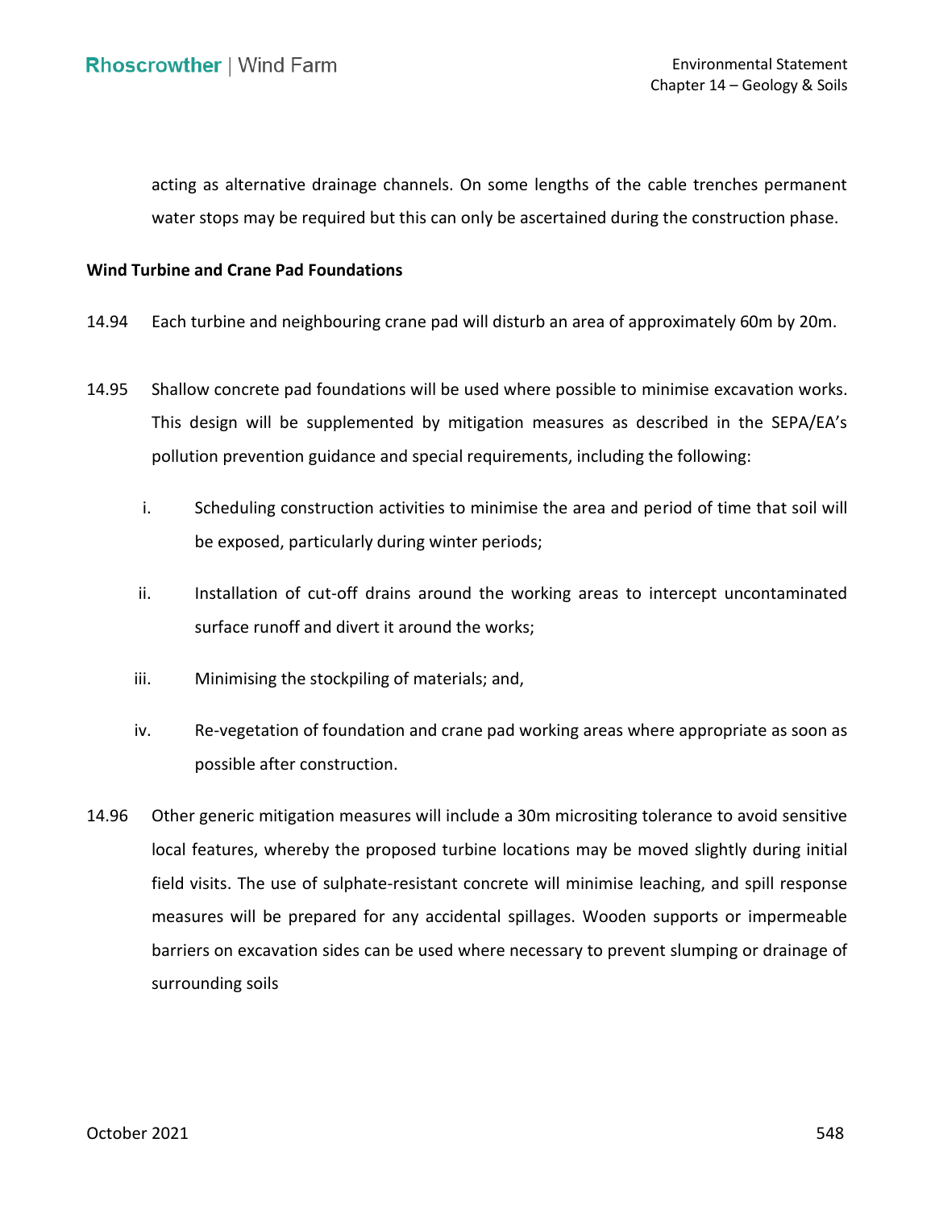acting as alternative drainage channels. On some lengths of the cable trenches permanent water stops may be required but this can only be ascertained during the construction phase.

**Wind Turbine and Crane Pad Foundations**

14.94 Each turbine and neighbouring crane pad will disturb an area of approximately 60m by 20m.

14.95 Shallow concrete pad foundations will be used where possible to minimise excavation works. This design will be supplemented by mitigation measures as described in the SEPA/EA's pollution prevention guidance and special requirements, including the following:

i. Scheduling construction activities to minimise the area and period of time that soil will be exposed, particularly during winter periods;

ii. Installation of cut-off drains around the working areas to intercept uncontaminated surface runoff and divert it around the works;

iii. Minimising the stockpiling of materials; and,

iv. Re-vegetation of foundation and crane pad working areas where appropriate as soon as possible after construction.

14.96 Other generic mitigation measures will include a 30m micrositing tolerance to avoid sensitive local features, whereby the proposed turbine locations may be moved slightly during initial field visits. The use of sulphate-resistant concrete will minimise leaching, and spill response measures will be prepared for any accidental spillages. Wooden supports or impermeable barriers on excavation sides can be used where necessary to prevent slumping or drainage of surrounding soils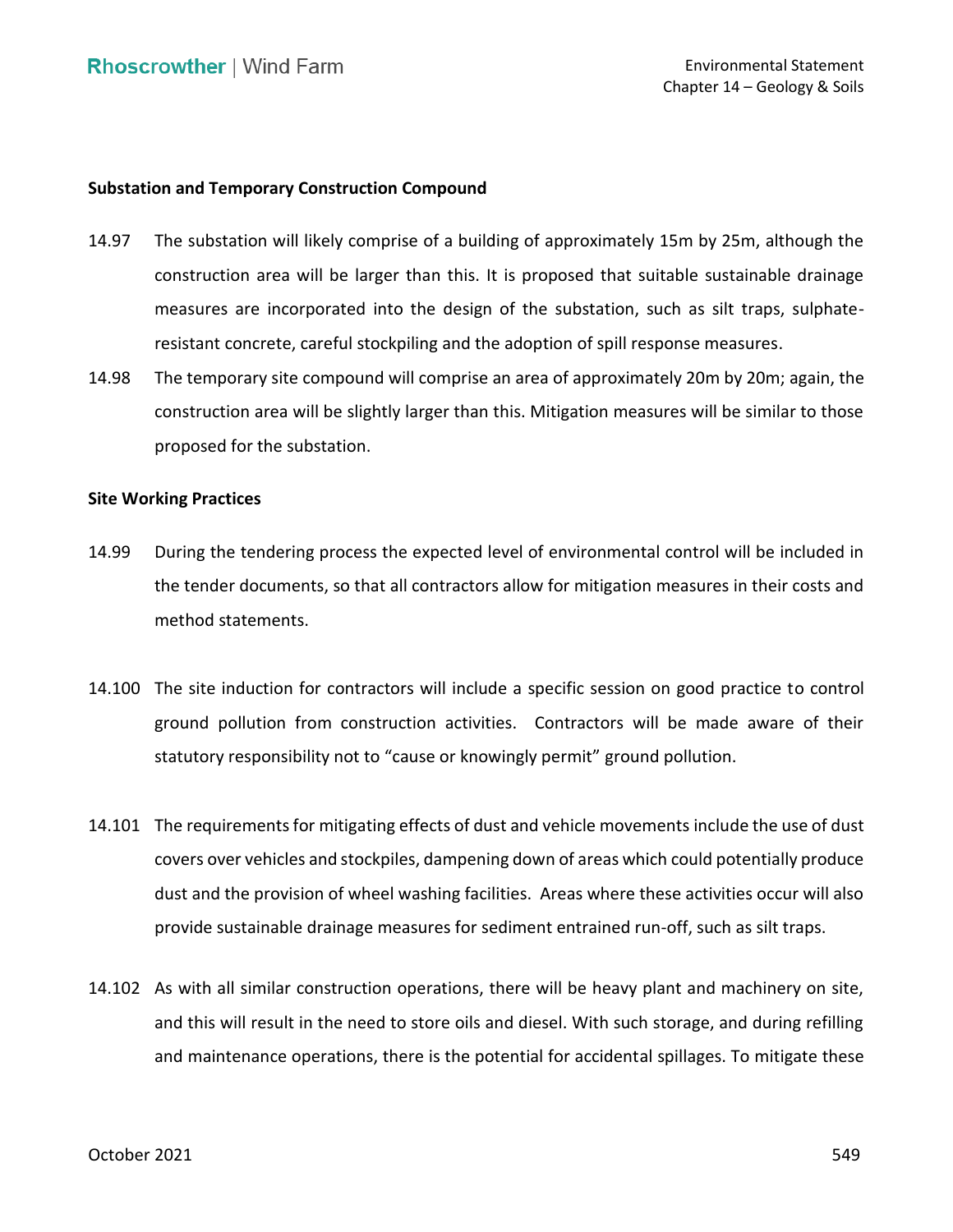**Substation and Temporary Construction Compound**

14.97 The substation will likely comprise of a building of approximately 15m by 25m, although the construction area will be larger than this. It is proposed that suitable sustainable drainage measures are incorporated into the design of the substation, such as silt traps, sulphate-resistant concrete, careful stockpiling and the adoption of spill response measures.

14.98 The temporary site compound will comprise an area of approximately 20m by 20m; again, the construction area will be slightly larger than this. Mitigation measures will be similar to those proposed for the substation.

**Site Working Practices**

14.99 During the tendering process the expected level of environmental control will be included in the tender documents, so that all contractors allow for mitigation measures in their costs and method statements.

14.100 The site induction for contractors will include a specific session on good practice to control ground pollution from construction activities. Contractors will be made aware of their statutory responsibility not to "cause or knowingly permit" ground pollution.

14.101 The requirements for mitigating effects of dust and vehicle movements include the use of dust covers over vehicles and stockpiles, dampening down of areas which could potentially produce dust and the provision of wheel washing facilities. Areas where these activities occur will also provide sustainable drainage measures for sediment entrained run-off, such as silt traps.

14.102 As with all similar construction operations, there will be heavy plant and machinery on site, and this will result in the need to store oils and diesel. With such storage, and during refilling and maintenance operations, there is the potential for accidental spillages. To mitigate these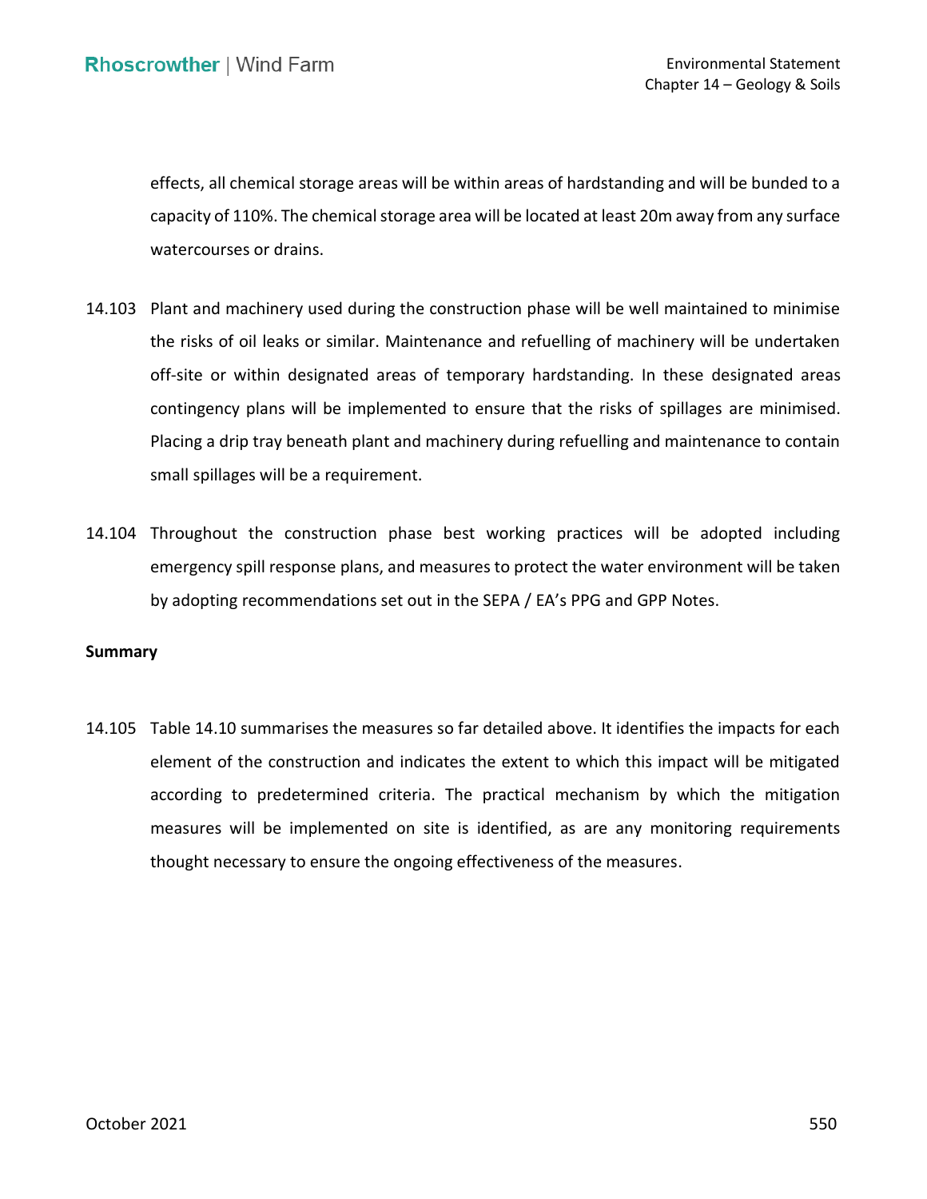effects, all chemical storage areas will be within areas of hardstanding and will be bunded to a capacity of 110%. The chemical storage area will be located at least 20m away from any surface watercourses or drains.

14.103 Plant and machinery used during the construction phase will be well maintained to minimise the risks of oil leaks or similar. Maintenance and refuelling of machinery will be undertaken off-site or within designated areas of temporary hardstanding. In these designated areas contingency plans will be implemented to ensure that the risks of spillages are minimised. Placing a drip tray beneath plant and machinery during refuelling and maintenance to contain small spillages will be a requirement.

14.104 Throughout the construction phase best working practices will be adopted including emergency spill response plans, and measures to protect the water environment will be taken by adopting recommendations set out in the SEPA / EA's PPG and GPP Notes.

**Summary**

14.105 Table 14.10 summarises the measures so far detailed above. It identifies the impacts for each element of the construction and indicates the extent to which this impact will be mitigated according to predetermined criteria. The practical mechanism by which the mitigation measures will be implemented on site is identified, as are any monitoring requirements thought necessary to ensure the ongoing effectiveness of the measures.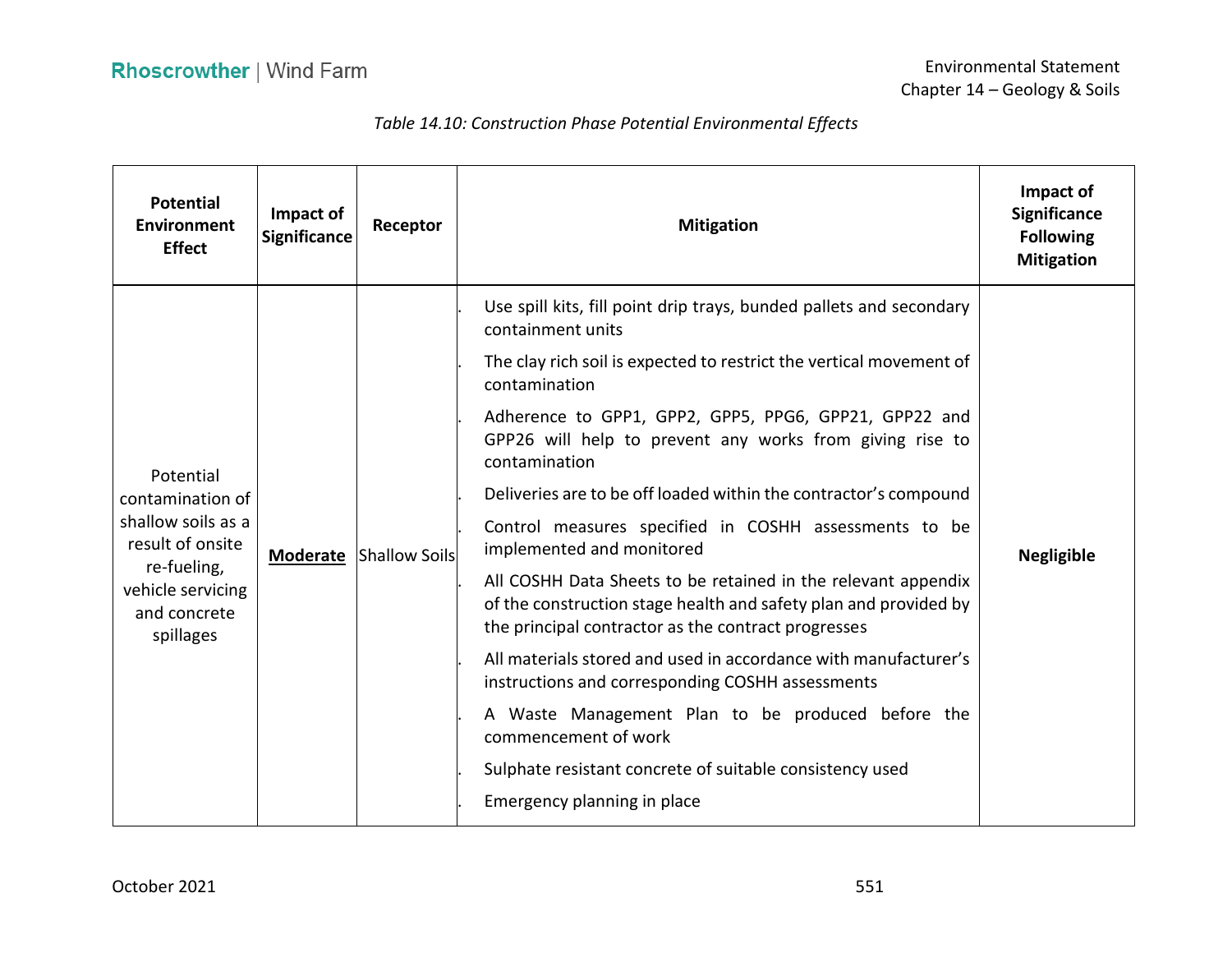*Table 14.10: Construction Phase Potential Environmental Effects*

| Potential Environment Effect | Impact of Significance | Receptor | Mitigation | Impact of Significance Following Mitigation |
|---|---|---|---|---|
| Potential contamination of shallow soils as a result of onsite re-fueling, vehicle servicing and concrete spillages | **Moderate** | Shallow Soils | . Use spill kits, fill point drip trays, bunded pallets and secondary containment units<br>. The clay rich soil is expected to restrict the vertical movement of contamination<br>. Adherence to GPP1, GPP2, GPP5, PPG6, GPP21, GPP22 and GPP26 will help to prevent any works from giving rise to contamination<br>. Deliveries are to be off loaded within the contractor's compound<br>. Control measures specified in COSHH assessments to be implemented and monitored<br>. All COSHH Data Sheets to be retained in the relevant appendix of the construction stage health and safety plan and provided by the principal contractor as the contract progresses<br>. All materials stored and used in accordance with manufacturer's instructions and corresponding COSHH assessments<br>. A Waste Management Plan to be produced before the commencement of work<br>. Sulphate resistant concrete of suitable consistency used<br>. Emergency planning in place | **Negligible** |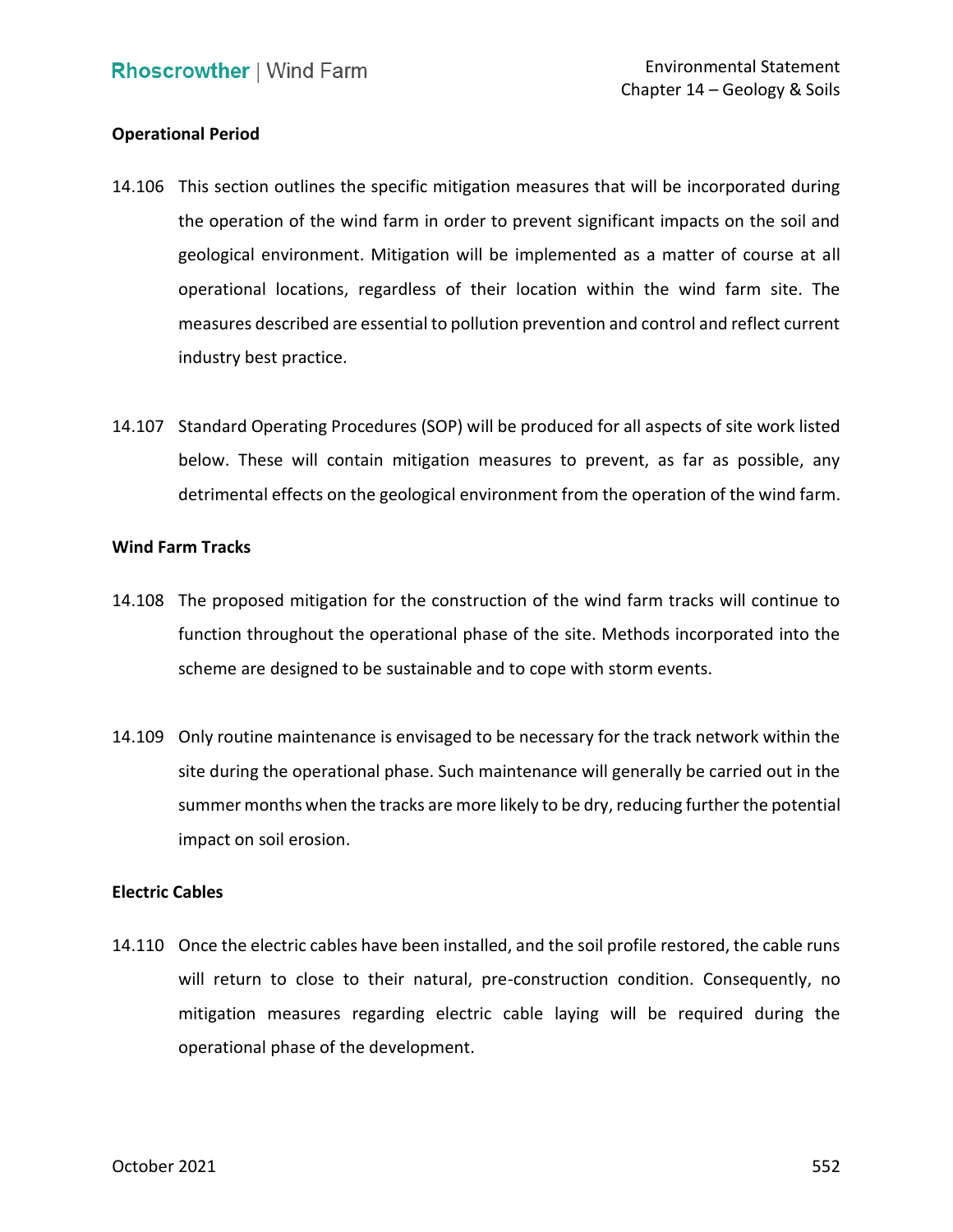**Operational Period**

14.106 This section outlines the specific mitigation measures that will be incorporated during the operation of the wind farm in order to prevent significant impacts on the soil and geological environment. Mitigation will be implemented as a matter of course at all operational locations, regardless of their location within the wind farm site. The measures described are essential to pollution prevention and control and reflect current industry best practice.

14.107 Standard Operating Procedures (SOP) will be produced for all aspects of site work listed below. These will contain mitigation measures to prevent, as far as possible, any detrimental effects on the geological environment from the operation of the wind farm.

**Wind Farm Tracks**

14.108 The proposed mitigation for the construction of the wind farm tracks will continue to function throughout the operational phase of the site. Methods incorporated into the scheme are designed to be sustainable and to cope with storm events.

14.109 Only routine maintenance is envisaged to be necessary for the track network within the site during the operational phase. Such maintenance will generally be carried out in the summer months when the tracks are more likely to be dry, reducing further the potential impact on soil erosion.

**Electric Cables**

14.110 Once the electric cables have been installed, and the soil profile restored, the cable runs will return to close to their natural, pre-construction condition. Consequently, no mitigation measures regarding electric cable laying will be required during the operational phase of the development.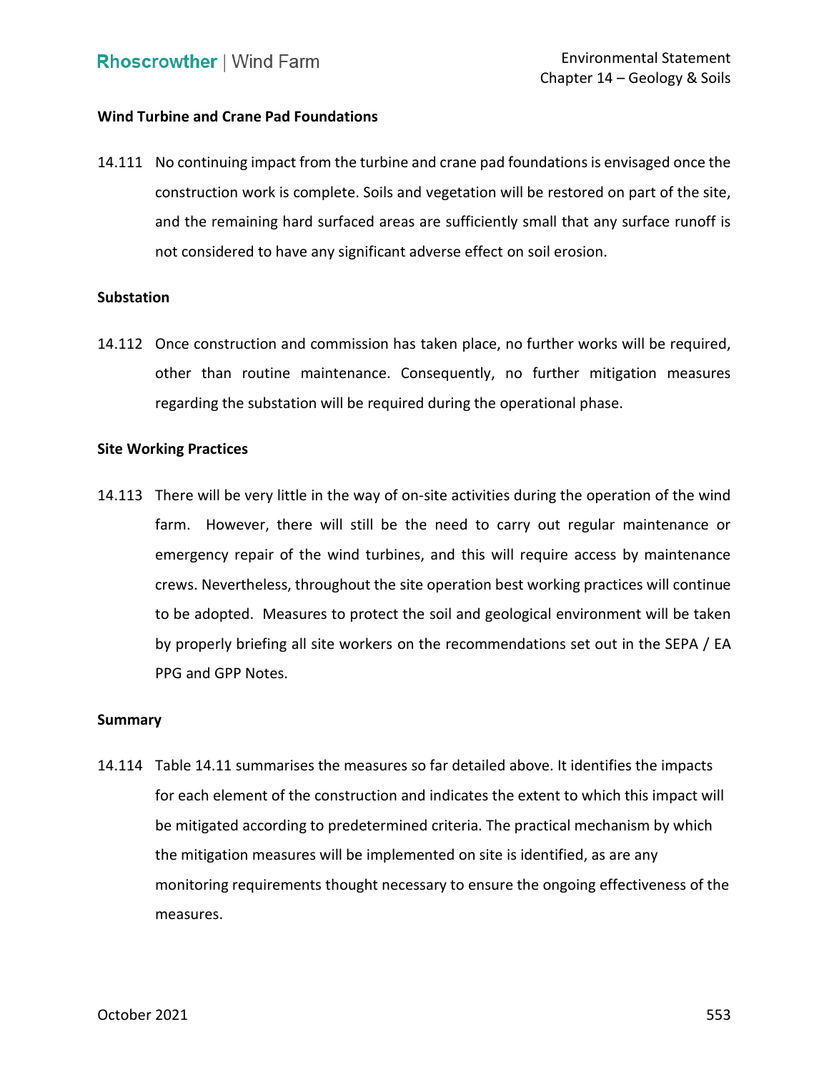**Wind Turbine and Crane Pad Foundations**

14.111 No continuing impact from the turbine and crane pad foundations is envisaged once the construction work is complete. Soils and vegetation will be restored on part of the site, and the remaining hard surfaced areas are sufficiently small that any surface runoff is not considered to have any significant adverse effect on soil erosion.

**Substation**

14.112 Once construction and commission has taken place, no further works will be required, other than routine maintenance. Consequently, no further mitigation measures regarding the substation will be required during the operational phase.

**Site Working Practices**

14.113 There will be very little in the way of on-site activities during the operation of the wind farm. However, there will still be the need to carry out regular maintenance or emergency repair of the wind turbines, and this will require access by maintenance crews. Nevertheless, throughout the site operation best working practices will continue to be adopted. Measures to protect the soil and geological environment will be taken by properly briefing all site workers on the recommendations set out in the SEPA / EA PPG and GPP Notes.

**Summary**

14.114 Table 14.11 summarises the measures so far detailed above. It identifies the impacts for each element of the construction and indicates the extent to which this impact will be mitigated according to predetermined criteria. The practical mechanism by which the mitigation measures will be implemented on site is identified, as are any monitoring requirements thought necessary to ensure the ongoing effectiveness of the measures.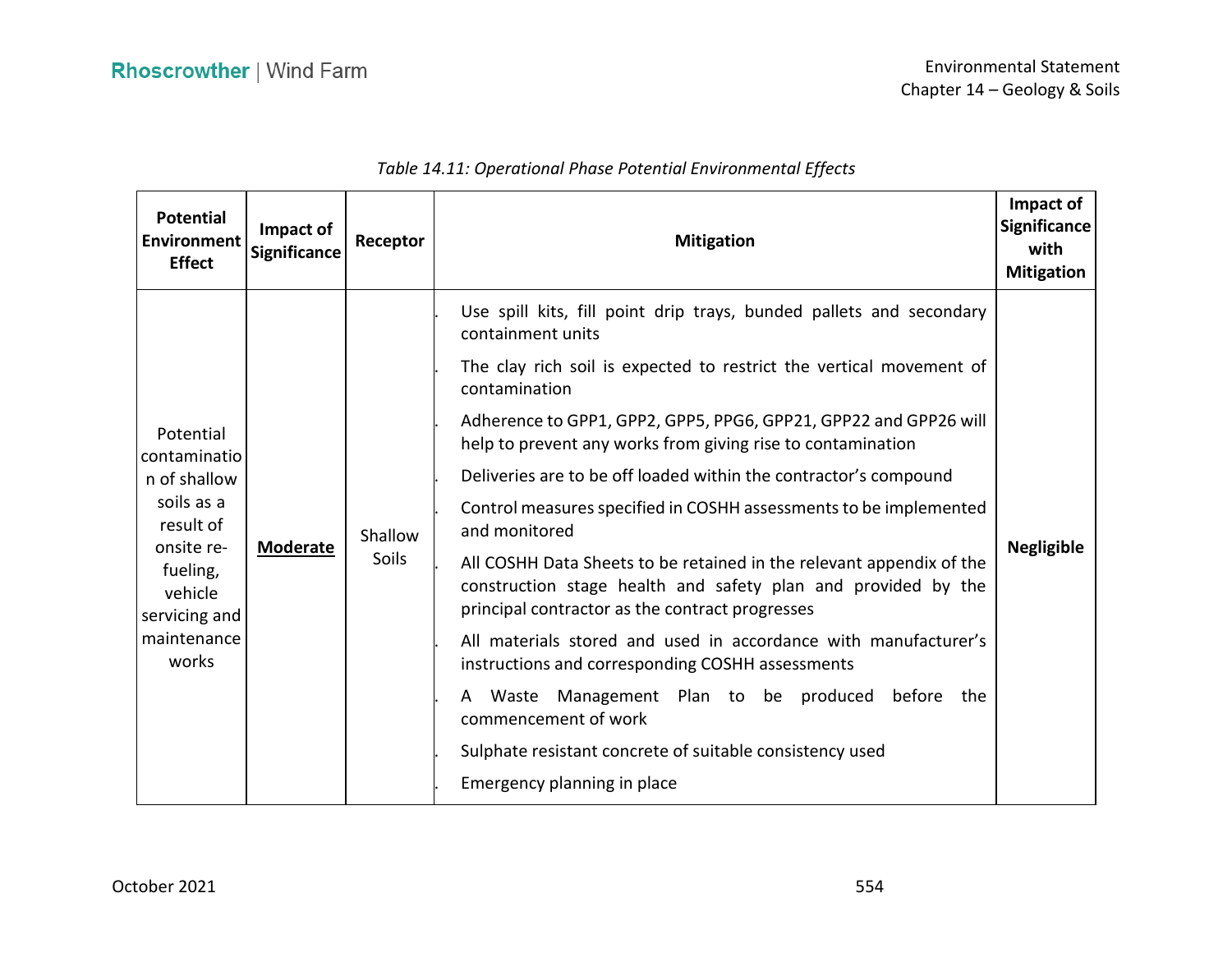*Table 14.11: Operational Phase Potential Environmental Effects*

| Potential Environment Effect | Impact of Significance | Receptor | Mitigation | Impact of Significance with Mitigation |
|---|---|---|---|---|
| Potential contamination of shallow soils as a result of onsite re-fueling, vehicle servicing and maintenance works | **Moderate** | Shallow Soils | . Use spill kits, fill point drip trays, bunded pallets and secondary containment units<br>. The clay rich soil is expected to restrict the vertical movement of contamination<br>. Adherence to GPP1, GPP2, GPP5, PPG6, GPP21, GPP22 and GPP26 will help to prevent any works from giving rise to contamination<br>. Deliveries are to be off loaded within the contractor's compound<br>. Control measures specified in COSHH assessments to be implemented and monitored<br>. All COSHH Data Sheets to be retained in the relevant appendix of the construction stage health and safety plan and provided by the principal contractor as the contract progresses<br>. All materials stored and used in accordance with manufacturer's instructions and corresponding COSHH assessments<br>. A Waste Management Plan to be produced before the commencement of work<br>. Sulphate resistant concrete of suitable consistency used<br>. Emergency planning in place | **Negligible** |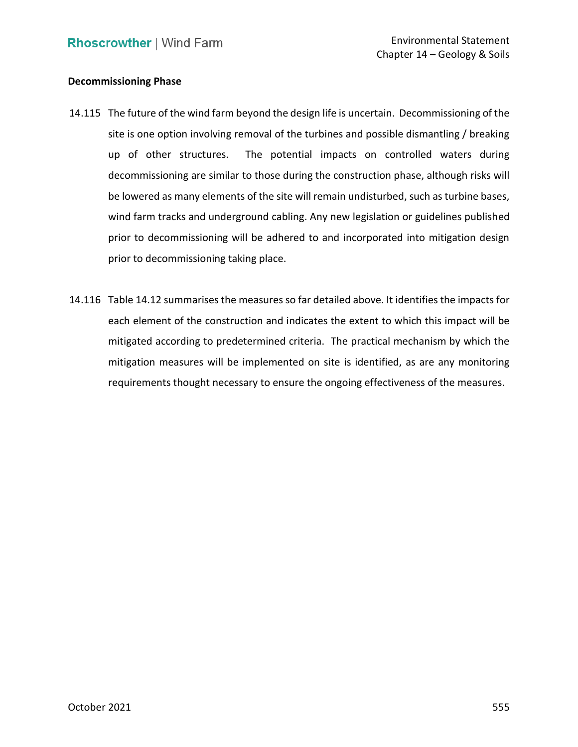**Decommissioning Phase**

14.115 The future of the wind farm beyond the design life is uncertain. Decommissioning of the site is one option involving removal of the turbines and possible dismantling / breaking up of other structures. The potential impacts on controlled waters during decommissioning are similar to those during the construction phase, although risks will be lowered as many elements of the site will remain undisturbed, such as turbine bases, wind farm tracks and underground cabling. Any new legislation or guidelines published prior to decommissioning will be adhered to and incorporated into mitigation design prior to decommissioning taking place.

14.116 Table 14.12 summarises the measures so far detailed above. It identifies the impacts for each element of the construction and indicates the extent to which this impact will be mitigated according to predetermined criteria. The practical mechanism by which the mitigation measures will be implemented on site is identified, as are any monitoring requirements thought necessary to ensure the ongoing effectiveness of the measures.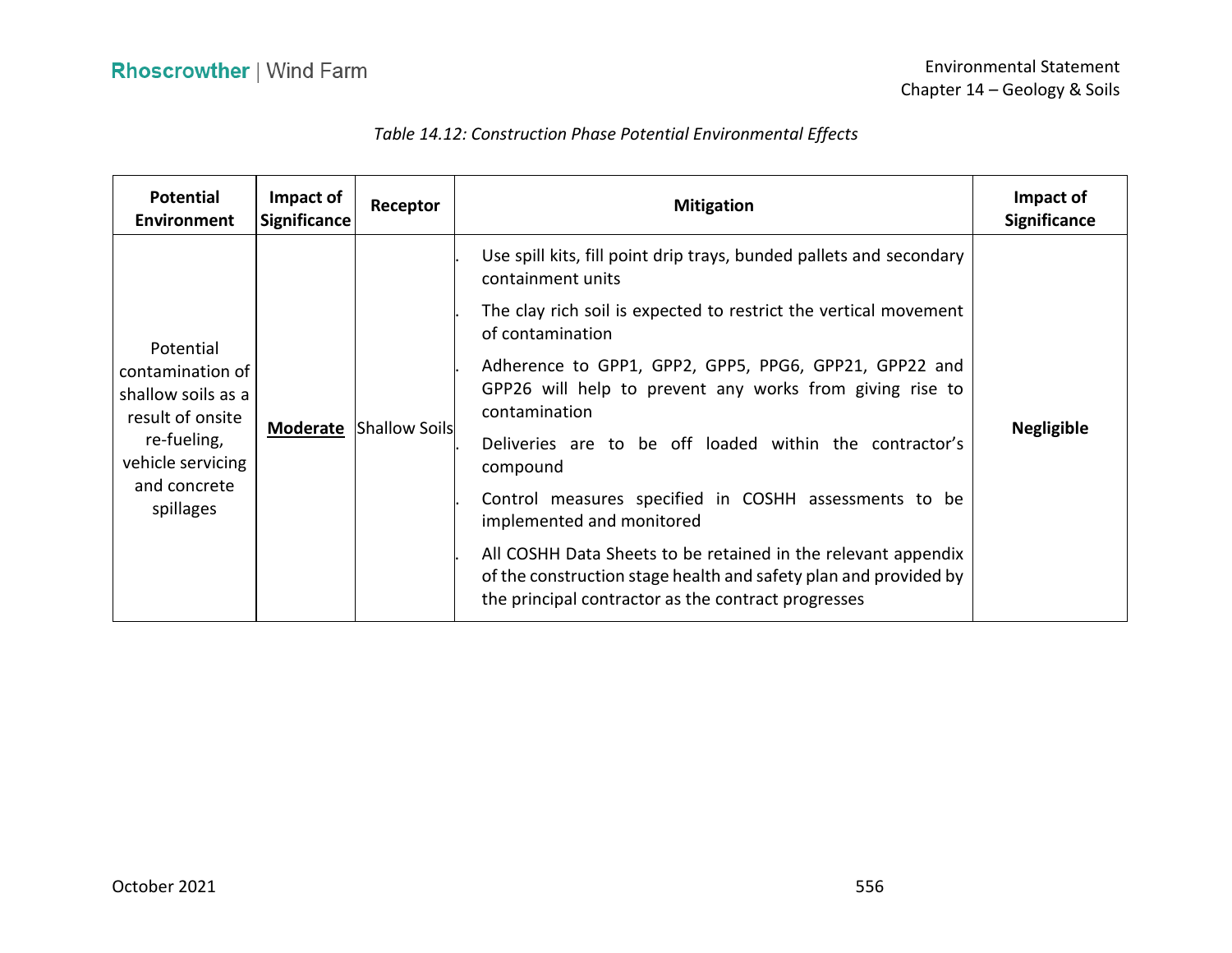*Table 14.12: Construction Phase Potential Environmental Effects*

| Potential Environment | Impact of Significance | Receptor | Mitigation | Impact of Significance |
|---|---|---|---|---|
| Potential contamination of shallow soils as a result of onsite re-fueling, vehicle servicing and concrete spillages | **Moderate** | Shallow Soils | . Use spill kits, fill point drip trays, bunded pallets and secondary containment units<br>. The clay rich soil is expected to restrict the vertical movement of contamination<br>. Adherence to GPP1, GPP2, GPP5, PPG6, GPP21, GPP22 and GPP26 will help to prevent any works from giving rise to contamination<br>. Deliveries are to be off loaded within the contractor's compound<br>. Control measures specified in COSHH assessments to be implemented and monitored<br>. All COSHH Data Sheets to be retained in the relevant appendix of the construction stage health and safety plan and provided by the principal contractor as the contract progresses | **Negligible** |

October 2021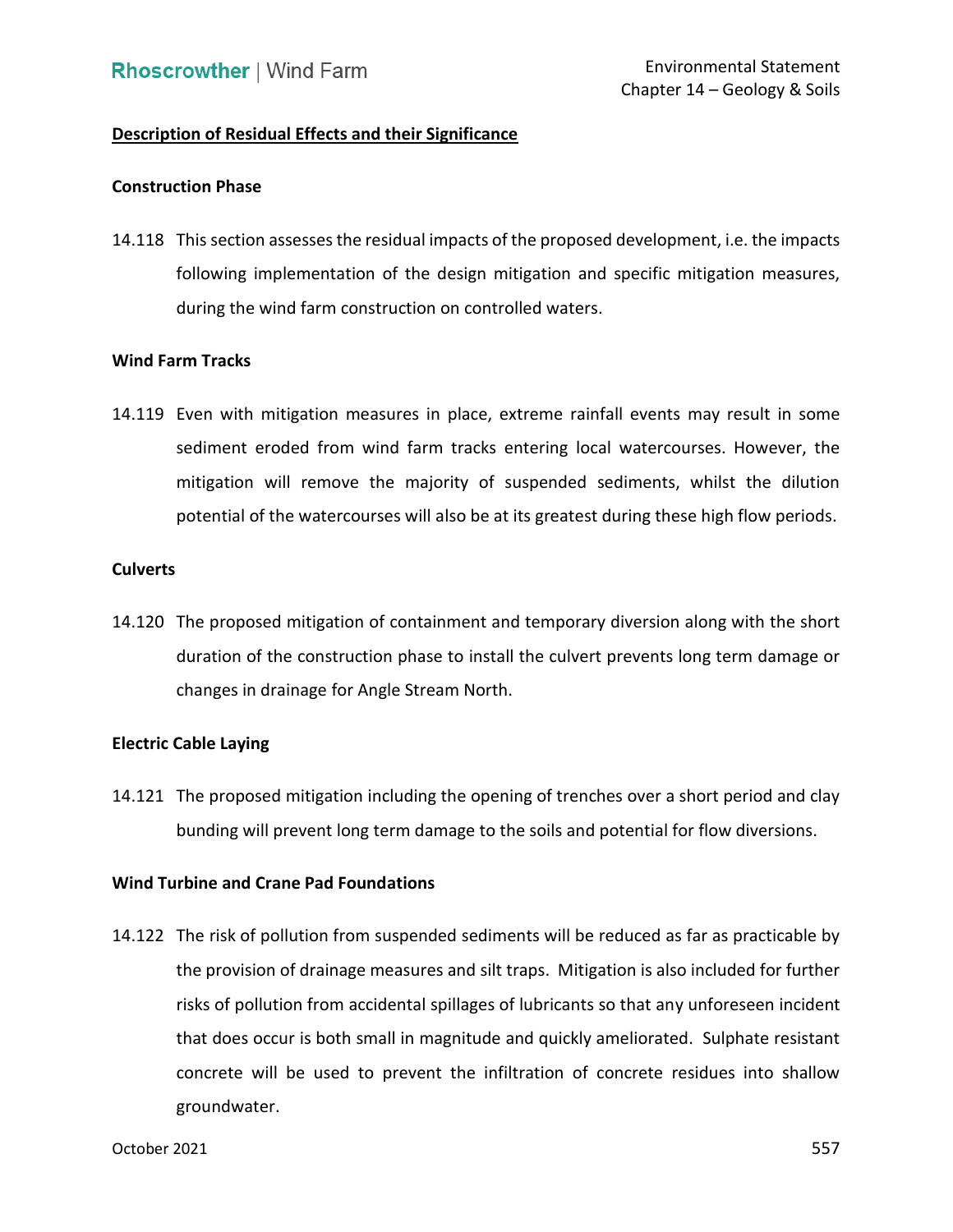**Description of Residual Effects and their Significance**

**Construction Phase**

14.118 This section assesses the residual impacts of the proposed development, i.e. the impacts following implementation of the design mitigation and specific mitigation measures, during the wind farm construction on controlled waters.

**Wind Farm Tracks**

14.119 Even with mitigation measures in place, extreme rainfall events may result in some sediment eroded from wind farm tracks entering local watercourses. However, the mitigation will remove the majority of suspended sediments, whilst the dilution potential of the watercourses will also be at its greatest during these high flow periods.

**Culverts**

14.120 The proposed mitigation of containment and temporary diversion along with the short duration of the construction phase to install the culvert prevents long term damage or changes in drainage for Angle Stream North.

**Electric Cable Laying**

14.121 The proposed mitigation including the opening of trenches over a short period and clay bunding will prevent long term damage to the soils and potential for flow diversions.

**Wind Turbine and Crane Pad Foundations**

14.122 The risk of pollution from suspended sediments will be reduced as far as practicable by the provision of drainage measures and silt traps. Mitigation is also included for further risks of pollution from accidental spillages of lubricants so that any unforeseen incident that does occur is both small in magnitude and quickly ameliorated. Sulphate resistant concrete will be used to prevent the infiltration of concrete residues into shallow groundwater.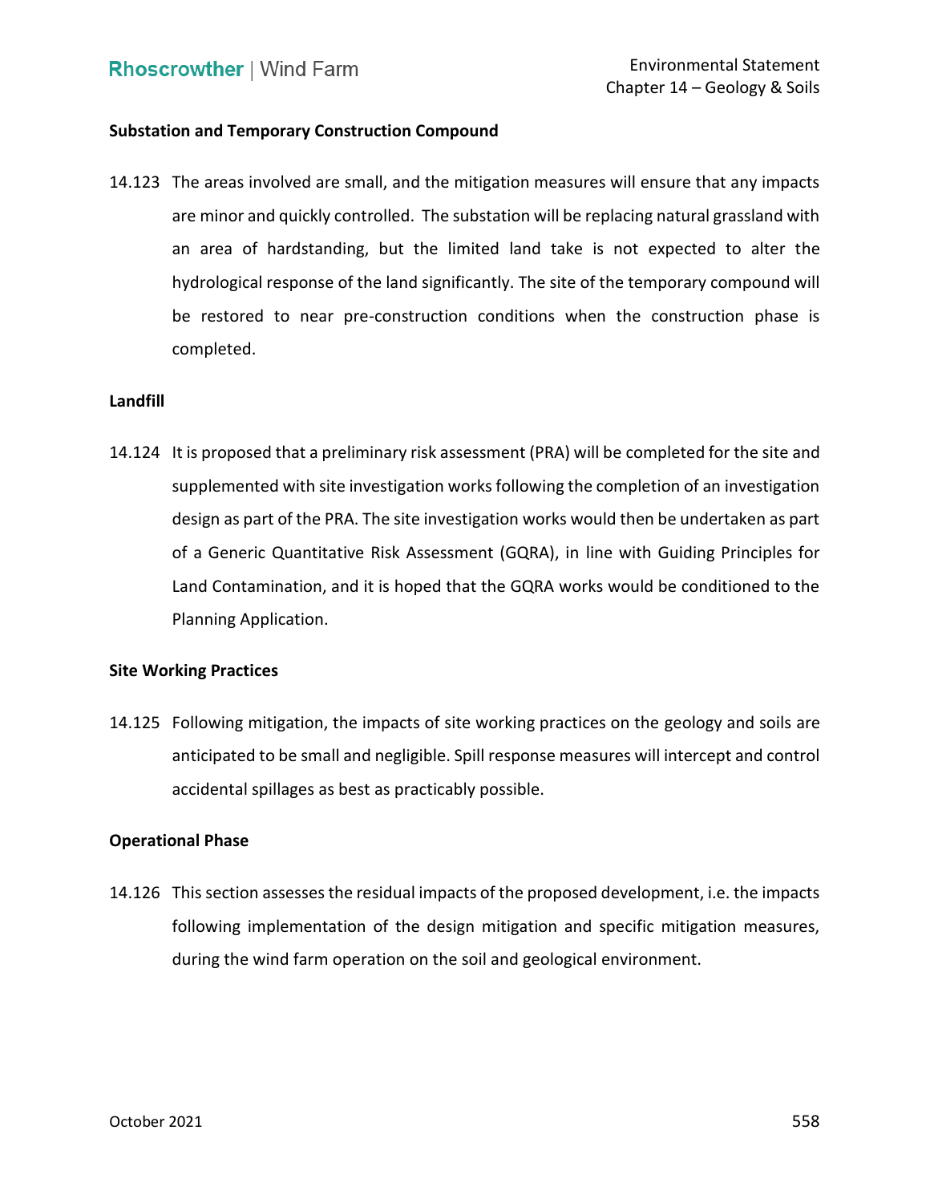**Substation and Temporary Construction Compound**

14.123 The areas involved are small, and the mitigation measures will ensure that any impacts are minor and quickly controlled. The substation will be replacing natural grassland with an area of hardstanding, but the limited land take is not expected to alter the hydrological response of the land significantly. The site of the temporary compound will be restored to near pre-construction conditions when the construction phase is completed.

**Landfill**

14.124 It is proposed that a preliminary risk assessment (PRA) will be completed for the site and supplemented with site investigation works following the completion of an investigation design as part of the PRA. The site investigation works would then be undertaken as part of a Generic Quantitative Risk Assessment (GQRA), in line with Guiding Principles for Land Contamination, and it is hoped that the GQRA works would be conditioned to the Planning Application.

**Site Working Practices**

14.125 Following mitigation, the impacts of site working practices on the geology and soils are anticipated to be small and negligible. Spill response measures will intercept and control accidental spillages as best as practicably possible.

**Operational Phase**

14.126 This section assesses the residual impacts of the proposed development, i.e. the impacts following implementation of the design mitigation and specific mitigation measures, during the wind farm operation on the soil and geological environment.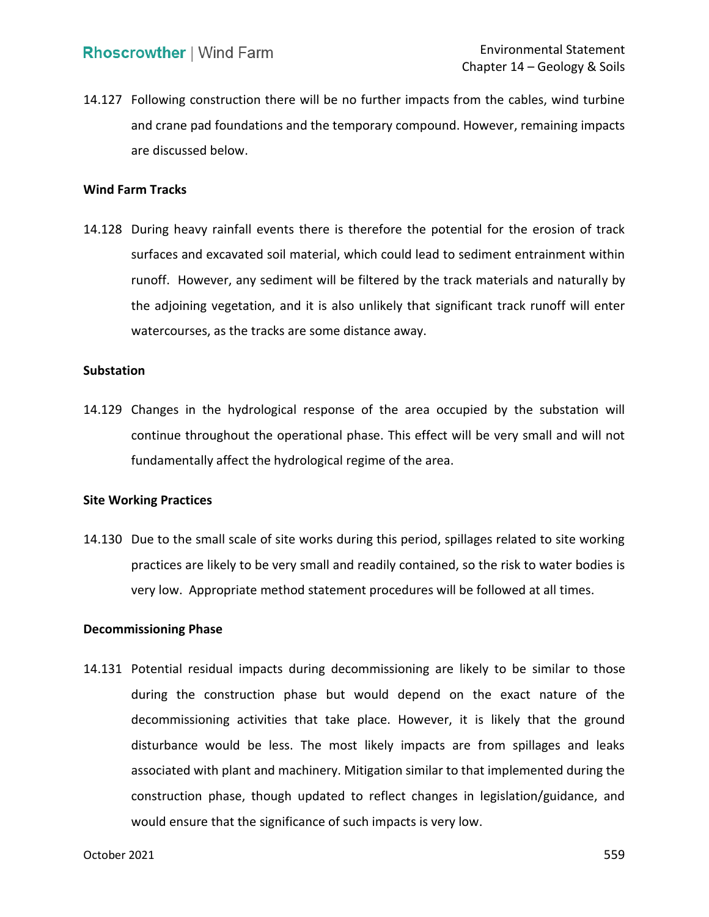14.127 Following construction there will be no further impacts from the cables, wind turbine and crane pad foundations and the temporary compound. However, remaining impacts are discussed below.

**Wind Farm Tracks**

14.128 During heavy rainfall events there is therefore the potential for the erosion of track surfaces and excavated soil material, which could lead to sediment entrainment within runoff. However, any sediment will be filtered by the track materials and naturally by the adjoining vegetation, and it is also unlikely that significant track runoff will enter watercourses, as the tracks are some distance away.

**Substation**

14.129 Changes in the hydrological response of the area occupied by the substation will continue throughout the operational phase. This effect will be very small and will not fundamentally affect the hydrological regime of the area.

**Site Working Practices**

14.130 Due to the small scale of site works during this period, spillages related to site working practices are likely to be very small and readily contained, so the risk to water bodies is very low. Appropriate method statement procedures will be followed at all times.

**Decommissioning Phase**

14.131 Potential residual impacts during decommissioning are likely to be similar to those during the construction phase but would depend on the exact nature of the decommissioning activities that take place. However, it is likely that the ground disturbance would be less. The most likely impacts are from spillages and leaks associated with plant and machinery. Mitigation similar to that implemented during the construction phase, though updated to reflect changes in legislation/guidance, and would ensure that the significance of such impacts is very low.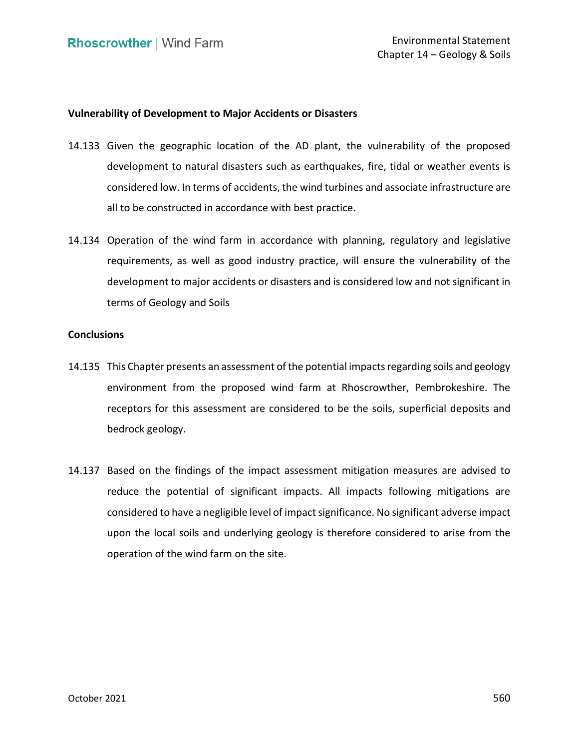**Vulnerability of Development to Major Accidents or Disasters**

14.133 Given the geographic location of the AD plant, the vulnerability of the proposed development to natural disasters such as earthquakes, fire, tidal or weather events is considered low. In terms of accidents, the wind turbines and associate infrastructure are all to be constructed in accordance with best practice.

14.134 Operation of the wind farm in accordance with planning, regulatory and legislative requirements, as well as good industry practice, will ensure the vulnerability of the development to major accidents or disasters and is considered low and not significant in terms of Geology and Soils

**Conclusions**

14.135 This Chapter presents an assessment of the potential impacts regarding soils and geology environment from the proposed wind farm at Rhoscrowther, Pembrokeshire. The receptors for this assessment are considered to be the soils, superficial deposits and bedrock geology.

14.137 Based on the findings of the impact assessment mitigation measures are advised to reduce the potential of significant impacts. All impacts following mitigations are considered to have a negligible level of impact significance. No significant adverse impact upon the local soils and underlying geology is therefore considered to arise from the operation of the wind farm on the site.